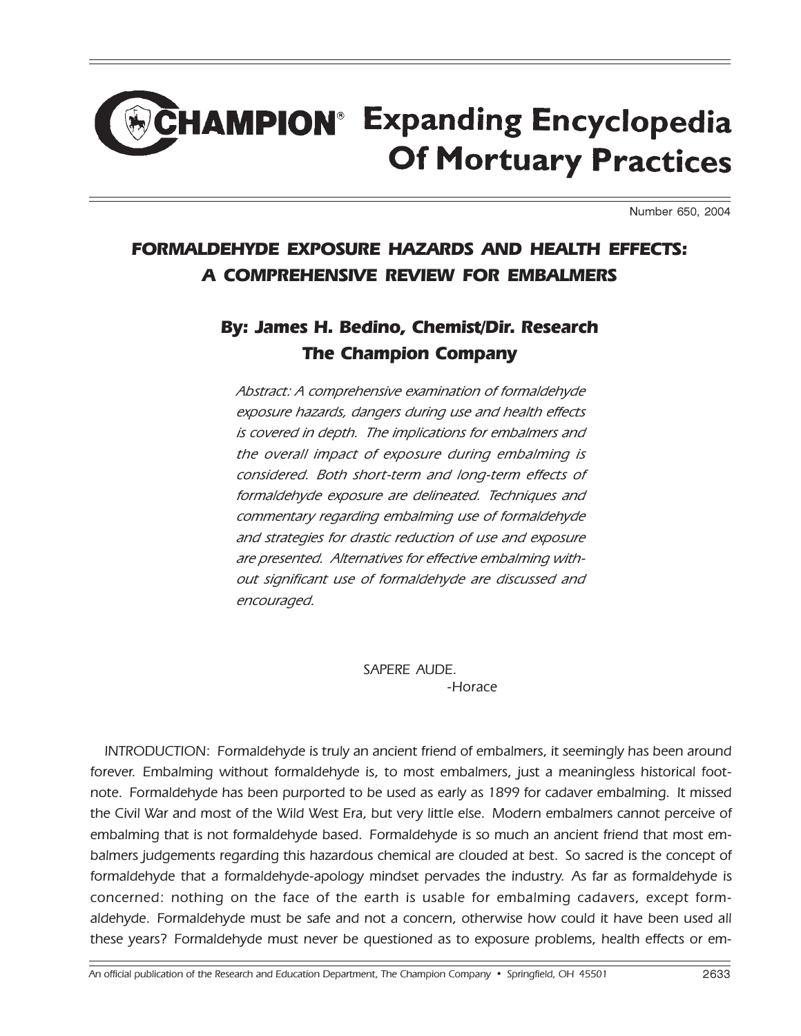# CHAMPION® Expanding Encyclopedia Of Mortuary Practices

Number 650, 2004

## *FORMALDEHYDE EXPOSURE HAZARDS AND HEALTH EFFECTS: A COMPREHENSIVE REVIEW FOR EMBALMERS*

### By: James H. Bedino, Chemist/Dir. Research
### The Champion Company

*Abstract: A comprehensive examination of formaldehyde exposure hazards, dangers during use and health effects is covered in depth. The implications for embalmers and the overall impact of exposure during embalming is considered. Both short-term and long-term effects of formaldehyde exposure are delineated. Techniques and commentary regarding embalming use of formaldehyde and strategies for drastic reduction of use and exposure are presented. Alternatives for effective embalming without significant use of formaldehyde are discussed and encouraged.*

SAPERE AUDE.
-Horace

INTRODUCTION: Formaldehyde is truly an ancient friend of embalmers, it seemingly has been around forever. Embalming without formaldehyde is, to most embalmers, just a meaningless historical footnote. Formaldehyde has been purported to be used as early as 1899 for cadaver embalming. It missed the Civil War and most of the Wild West Era, but very little else. Modern embalmers cannot perceive of embalming that is not formaldehyde based. Formaldehyde is so much an ancient friend that most embalmers judgements regarding this hazardous chemical are clouded at best. So sacred is the concept of formaldehyde that a formaldehyde-apology mindset pervades the industry. As far as formaldehyde is concerned: nothing on the face of the earth is usable for embalming cadavers, except formaldehyde. Formaldehyde must be safe and not a concern, otherwise how could it have been used all these years? Formaldehyde must never be questioned as to exposure problems, health effects or em-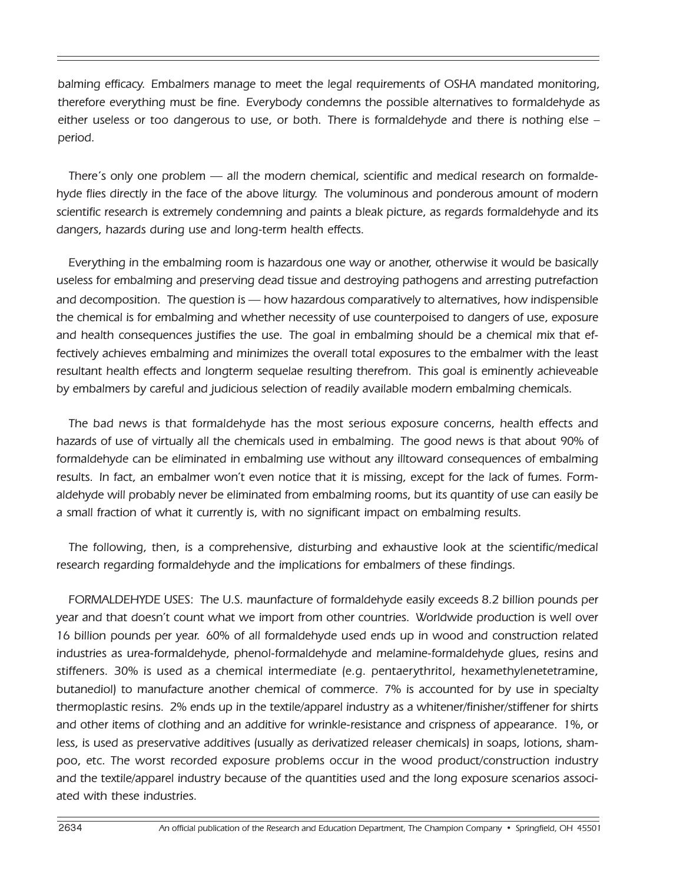balming efficacy. Embalmers manage to meet the legal requirements of OSHA mandated monitoring, therefore everything must be fine. Everybody condemns the possible alternatives to formaldehyde as either useless or too dangerous to use, or both. There is formaldehyde and there is nothing else – period.

There's only one problem — all the modern chemical, scientific and medical research on formaldehyde flies directly in the face of the above liturgy. The voluminous and ponderous amount of modern scientific research is extremely condemning and paints a bleak picture, as regards formaldehyde and its dangers, hazards during use and long-term health effects.

Everything in the embalming room is hazardous one way or another, otherwise it would be basically useless for embalming and preserving dead tissue and destroying pathogens and arresting putrefaction and decomposition. The question is — how hazardous comparatively to alternatives, how indispensible the chemical is for embalming and whether necessity of use counterpoised to dangers of use, exposure and health consequences justifies the use. The goal in embalming should be a chemical mix that effectively achieves embalming and minimizes the overall total exposures to the embalmer with the least resultant health effects and longterm sequelae resulting therefrom. This goal is eminently achieveable by embalmers by careful and judicious selection of readily available modern embalming chemicals.

The bad news is that formaldehyde has the most serious exposure concerns, health effects and hazards of use of virtually all the chemicals used in embalming. The good news is that about 90% of formaldehyde can be eliminated in embalming use without any illtoward consequences of embalming results. In fact, an embalmer won't even notice that it is missing, except for the lack of fumes. Formaldehyde will probably never be eliminated from embalming rooms, but its quantity of use can easily be a small fraction of what it currently is, with no significant impact on embalming results.

The following, then, is a comprehensive, disturbing and exhaustive look at the scientific/medical research regarding formaldehyde and the implications for embalmers of these findings.

FORMALDEHYDE USES: The U.S. maunfacture of formaldehyde easily exceeds 8.2 billion pounds per year and that doesn't count what we import from other countries. Worldwide production is well over 16 billion pounds per year. 60% of all formaldehyde used ends up in wood and construction related industries as urea-formaldehyde, phenol-formaldehyde and melamine-formaldehyde glues, resins and stiffeners. 30% is used as a chemical intermediate (e.g. pentaerythritol, hexamethylenetetramine, butanediol) to manufacture another chemical of commerce. 7% is accounted for by use in specialty thermoplastic resins. 2% ends up in the textile/apparel industry as a whitener/finisher/stiffener for shirts and other items of clothing and an additive for wrinkle-resistance and crispness of appearance. 1%, or less, is used as preservative additives (usually as derivatized releaser chemicals) in soaps, lotions, shampoo, etc. The worst recorded exposure problems occur in the wood product/construction industry and the textile/apparel industry because of the quantities used and the long exposure scenarios associated with these industries.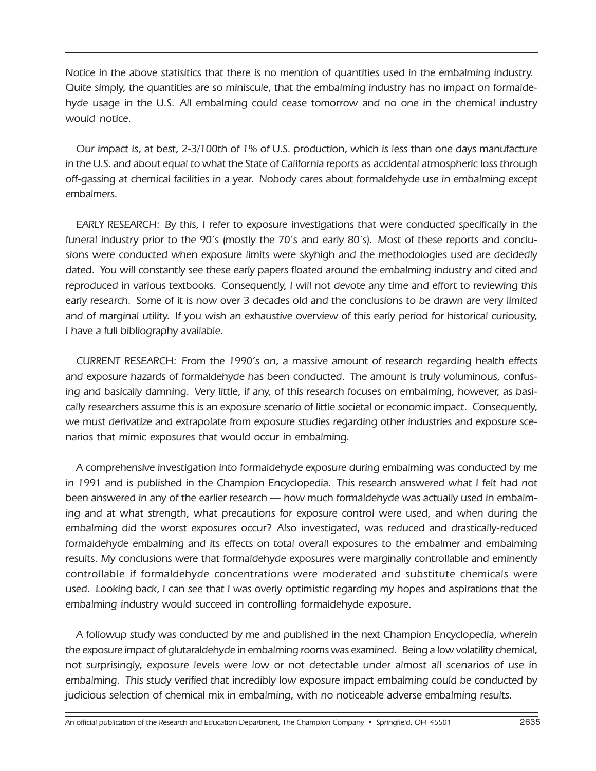*Notice in the above statisitics that there is no mention of quantities used in the embalming industry. Quite simply, the quantities are so miniscule, that the embalming industry has no impact on formaldehyde usage in the U.S. All embalming could cease tomorrow and no one in the chemical industry would notice.*

*Our impact is, at best, 2-3/100th of 1% of U.S. production, which is less than one days manufacture in the U.S. and about equal to what the State of California reports as accidental atmospheric loss through off-gassing at chemical facilities in a year. Nobody cares about formaldehyde use in embalming except embalmers.*

*EARLY RESEARCH: By this, I refer to exposure investigations that were conducted specifically in the funeral industry prior to the 90's (mostly the 70's and early 80's). Most of these reports and conclusions were conducted when exposure limits were skyhigh and the methodologies used are decidedly dated. You will constantly see these early papers floated around the embalming industry and cited and reproduced in various textbooks. Consequently, I will not devote any time and effort to reviewing this early research. Some of it is now over 3 decades old and the conclusions to be drawn are very limited and of marginal utility. If you wish an exhaustive overview of this early period for historical curiousity, I have a full bibliography available.*

*CURRENT RESEARCH: From the 1990's on, a massive amount of research regarding health effects and exposure hazards of formaldehyde has been conducted. The amount is truly voluminous, confusing and basically damning. Very little, if any, of this research focuses on embalming, however, as basically researchers assume this is an exposure scenario of little societal or economic impact. Consequently, we must derivatize and extrapolate from exposure studies regarding other industries and exposure scenarios that mimic exposures that would occur in embalming.*

*A comprehensive investigation into formaldehyde exposure during embalming was conducted by me in 1991 and is published in the Champion Encyclopedia. This research answered what I felt had not been answered in any of the earlier research — how much formaldehyde was actually used in embalming and at what strength, what precautions for exposure control were used, and when during the embalming did the worst exposures occur? Also investigated, was reduced and drastically-reduced formaldehyde embalming and its effects on total overall exposures to the embalmer and embalming results. My conclusions were that formaldehyde exposures were marginally controllable and eminently controllable if formaldehyde concentrations were moderated and substitute chemicals were used. Looking back, I can see that I was overly optimistic regarding my hopes and aspirations that the embalming industry would succeed in controlling formaldehyde exposure.*

*A followup study was conducted by me and published in the next Champion Encyclopedia, wherein the exposure impact of glutaraldehyde in embalming rooms was examined. Being a low volatility chemical, not surprisingly, exposure levels were low or not detectable under almost all scenarios of use in embalming. This study verified that incredibly low exposure impact embalming could be conducted by judicious selection of chemical mix in embalming, with no noticeable adverse embalming results.*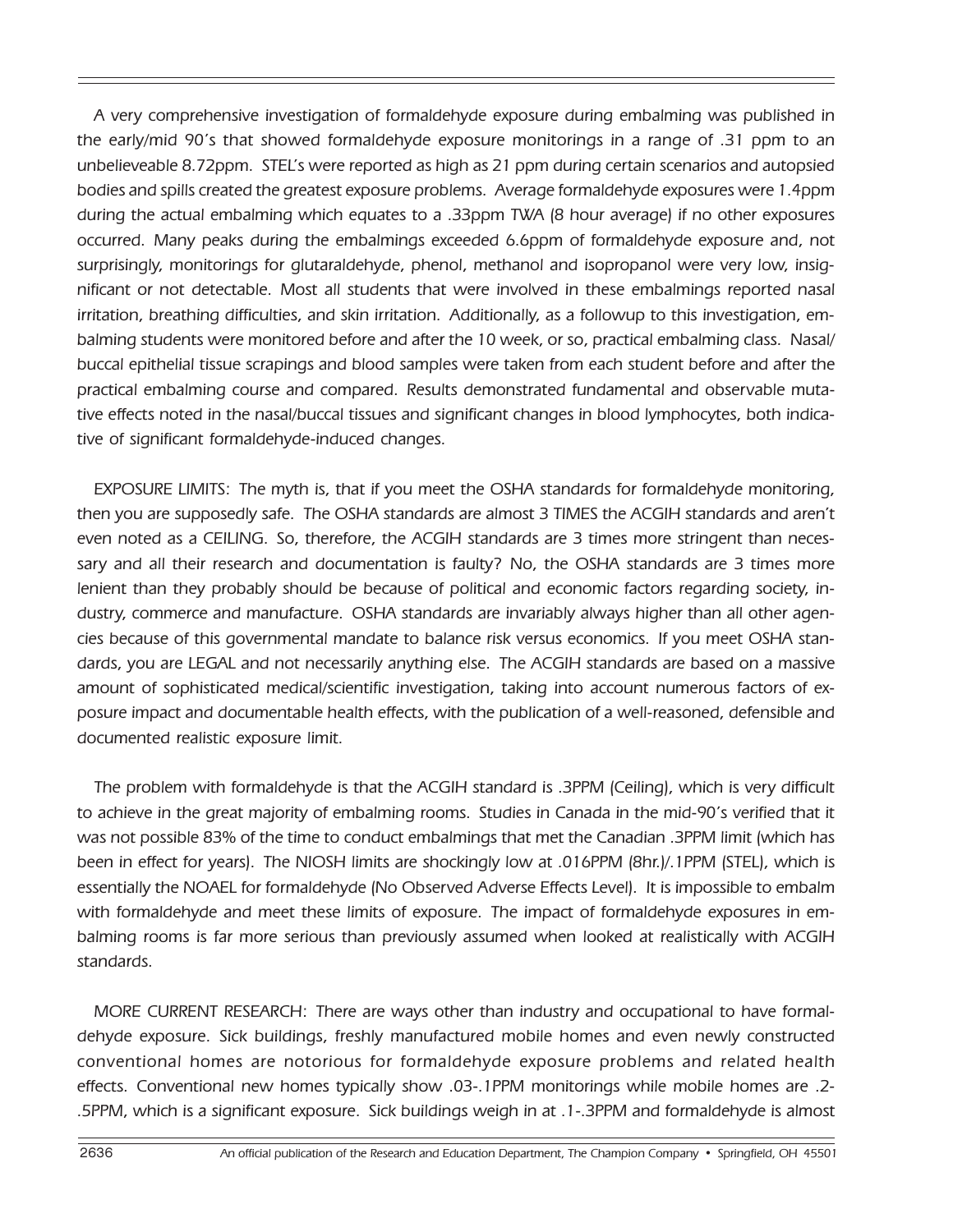A very comprehensive investigation of formaldehyde exposure during embalming was published in the early/mid 90's that showed formaldehyde exposure monitorings in a range of .31 ppm to an unbelieveable 8.72ppm. STEL's were reported as high as 21 ppm during certain scenarios and autopsied bodies and spills created the greatest exposure problems. Average formaldehyde exposures were 1.4ppm during the actual embalming which equates to a .33ppm TWA (8 hour average) if no other exposures occurred. Many peaks during the embalmings exceeded 6.6ppm of formaldehyde exposure and, not surprisingly, monitorings for glutaraldehyde, phenol, methanol and isopropanol were very low, insignificant or not detectable. Most all students that were involved in these embalmings reported nasal irritation, breathing difficulties, and skin irritation. Additionally, as a followup to this investigation, embalming students were monitored before and after the 10 week, or so, practical embalming class. Nasal/buccal epithelial tissue scrapings and blood samples were taken from each student before and after the practical embalming course and compared. Results demonstrated fundamental and observable mutative effects noted in the nasal/buccal tissues and significant changes in blood lymphocytes, both indicative of significant formaldehyde-induced changes.

EXPOSURE LIMITS: The myth is, that if you meet the OSHA standards for formaldehyde monitoring, then you are supposedly safe. The OSHA standards are almost 3 TIMES the ACGIH standards and aren't even noted as a CEILING. So, therefore, the ACGIH standards are 3 times more stringent than necessary and all their research and documentation is faulty? No, the OSHA standards are 3 times more lenient than they probably should be because of political and economic factors regarding society, industry, commerce and manufacture. OSHA standards are invariably always higher than all other agencies because of this governmental mandate to balance risk versus economics. If you meet OSHA standards, you are LEGAL and not necessarily anything else. The ACGIH standards are based on a massive amount of sophisticated medical/scientific investigation, taking into account numerous factors of exposure impact and documentable health effects, with the publication of a well-reasoned, defensible and documented realistic exposure limit.

The problem with formaldehyde is that the ACGIH standard is .3PPM (Ceiling), which is very difficult to achieve in the great majority of embalming rooms. Studies in Canada in the mid-90's verified that it was not possible 83% of the time to conduct embalmings that met the Canadian .3PPM limit (which has been in effect for years). The NIOSH limits are shockingly low at .016PPM (8hr.)/.1PPM (STEL), which is essentially the NOAEL for formaldehyde (No Observed Adverse Effects Level). It is impossible to embalm with formaldehyde and meet these limits of exposure. The impact of formaldehyde exposures in embalming rooms is far more serious than previously assumed when looked at realistically with ACGIH standards.

MORE CURRENT RESEARCH: There are ways other than industry and occupational to have formaldehyde exposure. Sick buildings, freshly manufactured mobile homes and even newly constructed conventional homes are notorious for formaldehyde exposure problems and related health effects. Conventional new homes typically show .03-.1PPM monitorings while mobile homes are .2-.5PPM, which is a significant exposure. Sick buildings weigh in at .1-.3PPM and formaldehyde is almost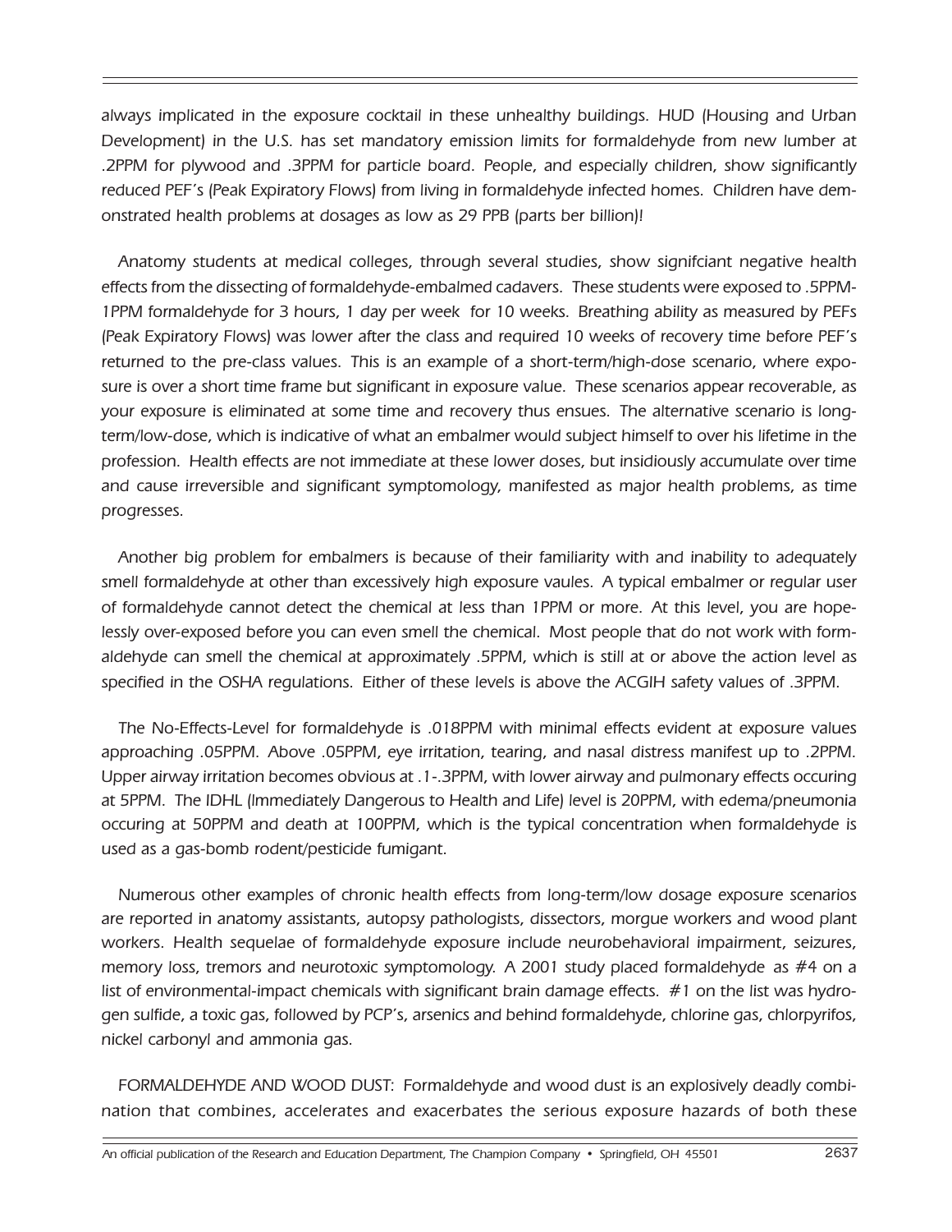always implicated in the exposure cocktail in these unhealthy buildings. HUD (Housing and Urban Development) in the U.S. has set mandatory emission limits for formaldehyde from new lumber at .2PPM for plywood and .3PPM for particle board. People, and especially children, show significantly reduced PEF's (Peak Expiratory Flows) from living in formaldehyde infected homes. Children have demonstrated health problems at dosages as low as 29 PPB (parts ber billion)!

Anatomy students at medical colleges, through several studies, show signifciant negative health effects from the dissecting of formaldehyde-embalmed cadavers. These students were exposed to .5PPM-1PPM formaldehyde for 3 hours, 1 day per week for 10 weeks. Breathing ability as measured by PEFs (Peak Expiratory Flows) was lower after the class and required 10 weeks of recovery time before PEF's returned to the pre-class values. This is an example of a short-term/high-dose scenario, where exposure is over a short time frame but significant in exposure value. These scenarios appear recoverable, as your exposure is eliminated at some time and recovery thus ensues. The alternative scenario is long-term/low-dose, which is indicative of what an embalmer would subject himself to over his lifetime in the profession. Health effects are not immediate at these lower doses, but insidiously accumulate over time and cause irreversible and significant symptomology, manifested as major health problems, as time progresses.

Another big problem for embalmers is because of their familiarity with and inability to adequately smell formaldehyde at other than excessively high exposure vaules. A typical embalmer or regular user of formaldehyde cannot detect the chemical at less than 1PPM or more. At this level, you are hopelessly over-exposed before you can even smell the chemical. Most people that do not work with formaldehyde can smell the chemical at approximately .5PPM, which is still at or above the action level as specified in the OSHA regulations. Either of these levels is above the ACGIH safety values of .3PPM.

The No-Effects-Level for formaldehyde is .018PPM with minimal effects evident at exposure values approaching .05PPM. Above .05PPM, eye irritation, tearing, and nasal distress manifest up to .2PPM. Upper airway irritation becomes obvious at .1-.3PPM, with lower airway and pulmonary effects occuring at 5PPM. The IDHL (Immediately Dangerous to Health and Life) level is 20PPM, with edema/pneumonia occuring at 50PPM and death at 100PPM, which is the typical concentration when formaldehyde is used as a gas-bomb rodent/pesticide fumigant.

Numerous other examples of chronic health effects from long-term/low dosage exposure scenarios are reported in anatomy assistants, autopsy pathologists, dissectors, morgue workers and wood plant workers. Health sequelae of formaldehyde exposure include neurobehavioral impairment, seizures, memory loss, tremors and neurotoxic symptomology. A 2001 study placed formaldehyde as #4 on a list of environmental-impact chemicals with significant brain damage effects. #1 on the list was hydrogen sulfide, a toxic gas, followed by PCP's, arsenics and behind formaldehyde, chlorine gas, chlorpyrifos, nickel carbonyl and ammonia gas.

FORMALDEHYDE AND WOOD DUST: Formaldehyde and wood dust is an explosively deadly combination that combines, accelerates and exacerbates the serious exposure hazards of both these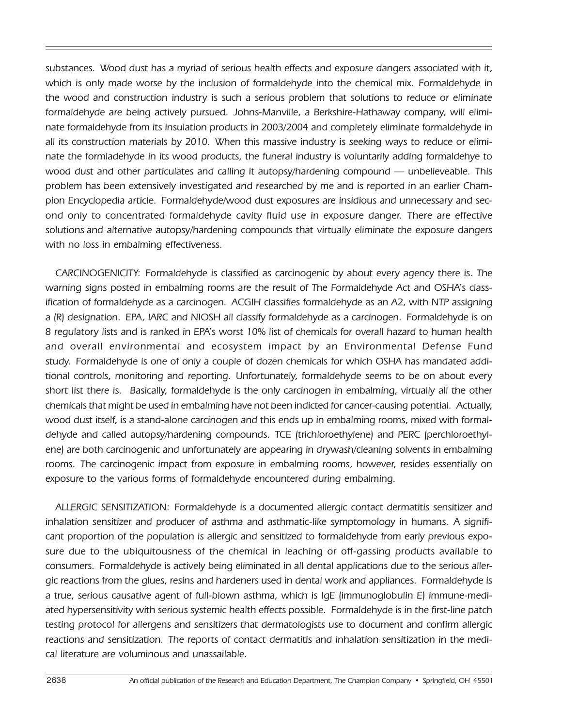*substances. Wood dust has a myriad of serious health effects and exposure dangers associated with it, which is only made worse by the inclusion of formaldehyde into the chemical mix. Formaldehyde in the wood and construction industry is such a serious problem that solutions to reduce or eliminate formaldehyde are being actively pursued. Johns-Manville, a Berkshire-Hathaway company, will eliminate formaldehyde from its insulation products in 2003/2004 and completely eliminate formaldehyde in all its construction materials by 2010. When this massive industry is seeking ways to reduce or eliminate the formladehyde in its wood products, the funeral industry is voluntarily adding formaldehye to wood dust and other particulates and calling it autopsy/hardening compound — unbelieveable. This problem has been extensively investigated and researched by me and is reported in an earlier Champion Encyclopedia article. Formaldehyde/wood dust exposures are insidious and unnecessary and second only to concentrated formaldehyde cavity fluid use in exposure danger. There are effective solutions and alternative autopsy/hardening compounds that virtually eliminate the exposure dangers with no loss in embalming effectiveness.*

*CARCINOGENICITY: Formaldehyde is classified as carcinogenic by about every agency there is. The warning signs posted in embalming rooms are the result of The Formaldehyde Act and OSHA's classification of formaldehyde as a carcinogen. ACGIH classifies formaldehyde as an A2, with NTP assigning a (R) designation. EPA, IARC and NIOSH all classify formaldehyde as a carcinogen. Formaldehyde is on 8 regulatory lists and is ranked in EPA's worst 10% list of chemicals for overall hazard to human health and overall environmental and ecosystem impact by an Environmental Defense Fund study. Formaldehyde is one of only a couple of dozen chemicals for which OSHA has mandated additional controls, monitoring and reporting. Unfortunately, formaldehyde seems to be on about every short list there is. Basically, formaldehyde is the only carcinogen in embalming, virtually all the other chemicals that might be used in embalming have not been indicted for cancer-causing potential. Actually, wood dust itself, is a stand-alone carcinogen and this ends up in embalming rooms, mixed with formaldehyde and called autopsy/hardening compounds. TCE (trichloroethylene) and PERC (perchloroethylene) are both carcinogenic and unfortunately are appearing in drywash/cleaning solvents in embalming rooms. The carcinogenic impact from exposure in embalming rooms, however, resides essentially on exposure to the various forms of formaldehyde encountered during embalming.*

*ALLERGIC SENSITIZATION: Formaldehyde is a documented allergic contact dermatitis sensitizer and inhalation sensitizer and producer of asthma and asthmatic-like symptomology in humans. A significant proportion of the population is allergic and sensitized to formaldehyde from early previous exposure due to the ubiquitousness of the chemical in leaching or off-gassing products available to consumers. Formaldehyde is actively being eliminated in all dental applications due to the serious allergic reactions from the glues, resins and hardeners used in dental work and appliances. Formaldehyde is a true, serious causative agent of full-blown asthma, which is IgE (immunoglobulin E) immune-mediated hypersensitivity with serious systemic health effects possible. Formaldehyde is in the first-line patch testing protocol for allergens and sensitizers that dermatologists use to document and confirm allergic reactions and sensitization. The reports of contact dermatitis and inhalation sensitization in the medical literature are voluminous and unassailable.*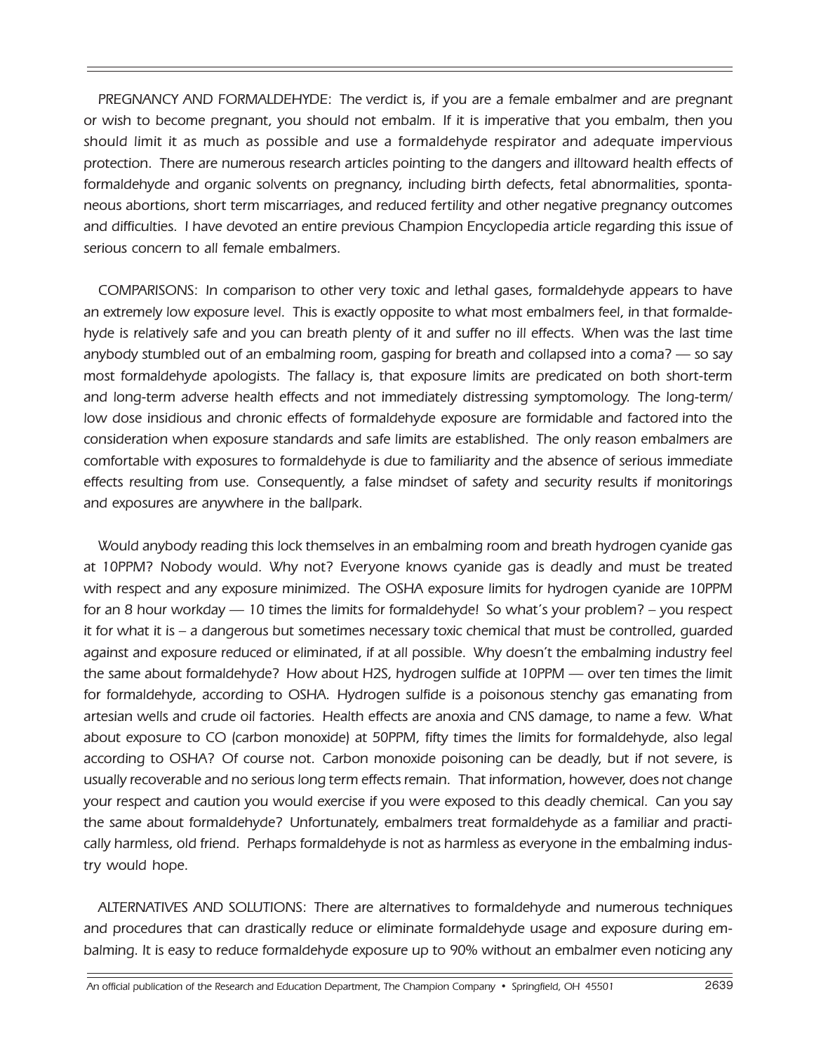*PREGNANCY AND FORMALDEHYDE: The verdict is, if you are a female embalmer and are pregnant or wish to become pregnant, you should not embalm. If it is imperative that you embalm, then you should limit it as much as possible and use a formaldehyde respirator and adequate impervious protection. There are numerous research articles pointing to the dangers and illtoward health effects of formaldehyde and organic solvents on pregnancy, including birth defects, fetal abnormalities, spontaneous abortions, short term miscarriages, and reduced fertility and other negative pregnancy outcomes and difficulties. I have devoted an entire previous Champion Encyclopedia article regarding this issue of serious concern to all female embalmers.*

*COMPARISONS: In comparison to other very toxic and lethal gases, formaldehyde appears to have an extremely low exposure level. This is exactly opposite to what most embalmers feel, in that formaldehyde is relatively safe and you can breath plenty of it and suffer no ill effects. When was the last time anybody stumbled out of an embalming room, gasping for breath and collapsed into a coma? — so say most formaldehyde apologists. The fallacy is, that exposure limits are predicated on both short-term and long-term adverse health effects and not immediately distressing symptomology. The long-term/low dose insidious and chronic effects of formaldehyde exposure are formidable and factored into the consideration when exposure standards and safe limits are established. The only reason embalmers are comfortable with exposures to formaldehyde is due to familiarity and the absence of serious immediate effects resulting from use. Consequently, a false mindset of safety and security results if monitorings and exposures are anywhere in the ballpark.*

*Would anybody reading this lock themselves in an embalming room and breath hydrogen cyanide gas at 10PPM? Nobody would. Why not? Everyone knows cyanide gas is deadly and must be treated with respect and any exposure minimized. The OSHA exposure limits for hydrogen cyanide are 10PPM for an 8 hour workday — 10 times the limits for formaldehyde! So what's your problem? – you respect it for what it is – a dangerous but sometimes necessary toxic chemical that must be controlled, guarded against and exposure reduced or eliminated, if at all possible. Why doesn't the embalming industry feel the same about formaldehyde? How about H2S, hydrogen sulfide at 10PPM — over ten times the limit for formaldehyde, according to OSHA. Hydrogen sulfide is a poisonous stenchy gas emanating from artesian wells and crude oil factories. Health effects are anoxia and CNS damage, to name a few. What about exposure to CO (carbon monoxide) at 50PPM, fifty times the limits for formaldehyde, also legal according to OSHA? Of course not. Carbon monoxide poisoning can be deadly, but if not severe, is usually recoverable and no serious long term effects remain. That information, however, does not change your respect and caution you would exercise if you were exposed to this deadly chemical. Can you say the same about formaldehyde? Unfortunately, embalmers treat formaldehyde as a familiar and practically harmless, old friend. Perhaps formaldehyde is not as harmless as everyone in the embalming industry would hope.*

*ALTERNATIVES AND SOLUTIONS: There are alternatives to formaldehyde and numerous techniques and procedures that can drastically reduce or eliminate formaldehyde usage and exposure during embalming. It is easy to reduce formaldehyde exposure up to 90% without an embalmer even noticing any*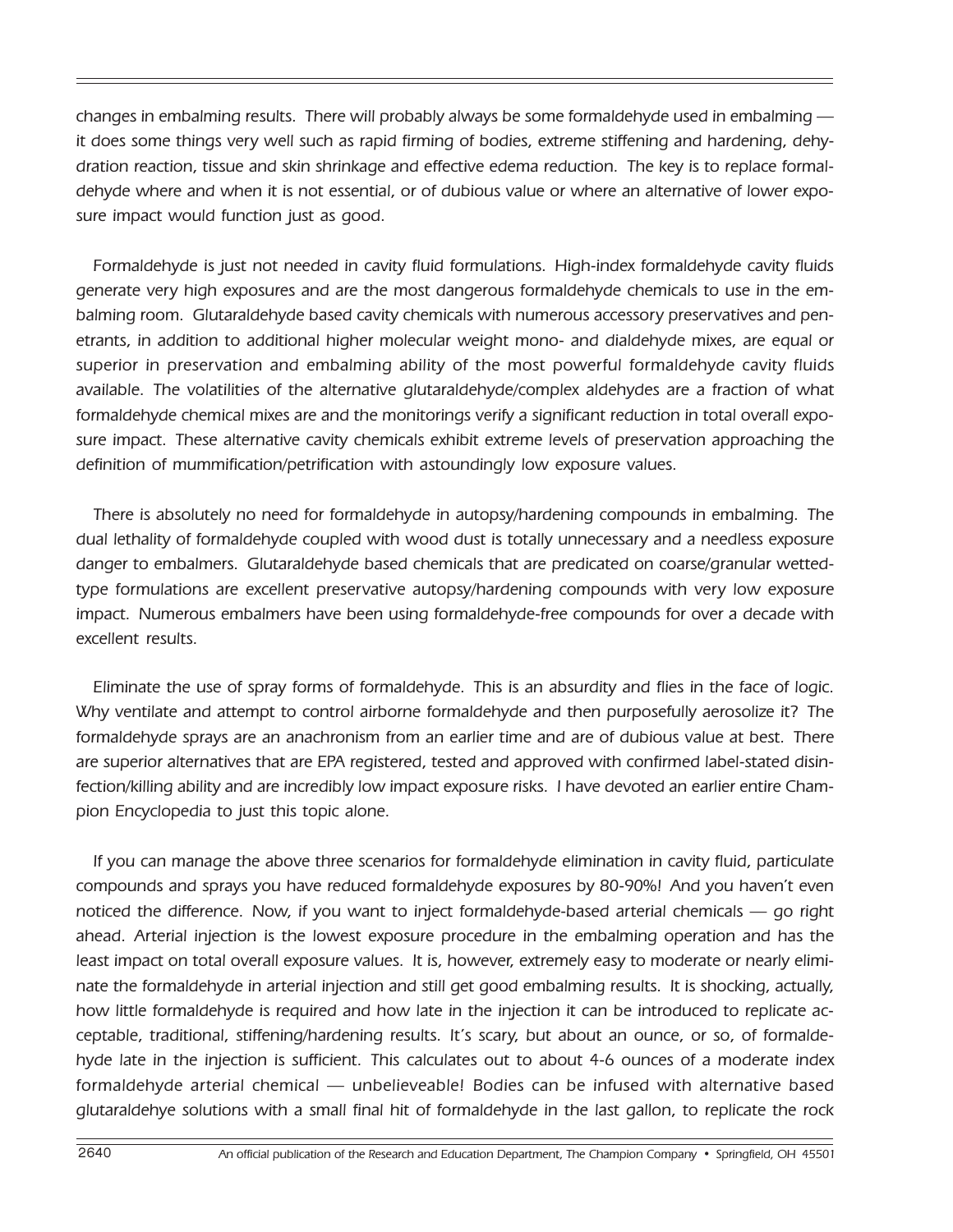*changes in embalming results. There will probably always be some formaldehyde used in embalming — it does some things very well such as rapid firming of bodies, extreme stiffening and hardening, dehydration reaction, tissue and skin shrinkage and effective edema reduction. The key is to replace formaldehyde where and when it is not essential, or of dubious value or where an alternative of lower exposure impact would function just as good.*

*Formaldehyde is just not needed in cavity fluid formulations. High-index formaldehyde cavity fluids generate very high exposures and are the most dangerous formaldehyde chemicals to use in the embalming room. Glutaraldehyde based cavity chemicals with numerous accessory preservatives and penetrants, in addition to additional higher molecular weight mono- and dialdehyde mixes, are equal or superior in preservation and embalming ability of the most powerful formaldehyde cavity fluids available. The volatilities of the alternative glutaraldehyde/complex aldehydes are a fraction of what formaldehyde chemical mixes are and the monitorings verify a significant reduction in total overall exposure impact. These alternative cavity chemicals exhibit extreme levels of preservation approaching the definition of mummification/petrification with astoundingly low exposure values.*

*There is absolutely no need for formaldehyde in autopsy/hardening compounds in embalming. The dual lethality of formaldehyde coupled with wood dust is totally unnecessary and a needless exposure danger to embalmers. Glutaraldehyde based chemicals that are predicated on coarse/granular wetted-type formulations are excellent preservative autopsy/hardening compounds with very low exposure impact. Numerous embalmers have been using formaldehyde-free compounds for over a decade with excellent results.*

*Eliminate the use of spray forms of formaldehyde. This is an absurdity and flies in the face of logic. Why ventilate and attempt to control airborne formaldehyde and then purposefully aerosolize it? The formaldehyde sprays are an anachronism from an earlier time and are of dubious value at best. There are superior alternatives that are EPA registered, tested and approved with confirmed label-stated disinfection/killing ability and are incredibly low impact exposure risks. I have devoted an earlier entire Champion Encyclopedia to just this topic alone.*

*If you can manage the above three scenarios for formaldehyde elimination in cavity fluid, particulate compounds and sprays you have reduced formaldehyde exposures by 80-90%! And you haven't even noticed the difference. Now, if you want to inject formaldehyde-based arterial chemicals — go right ahead. Arterial injection is the lowest exposure procedure in the embalming operation and has the least impact on total overall exposure values. It is, however, extremely easy to moderate or nearly eliminate the formaldehyde in arterial injection and still get good embalming results. It is shocking, actually, how little formaldehyde is required and how late in the injection it can be introduced to replicate acceptable, traditional, stiffening/hardening results. It's scary, but about an ounce, or so, of formaldehyde late in the injection is sufficient. This calculates out to about 4-6 ounces of a moderate index formaldehyde arterial chemical — unbelieveable! Bodies can be infused with alternative based glutaraldehye solutions with a small final hit of formaldehyde in the last gallon, to replicate the rock*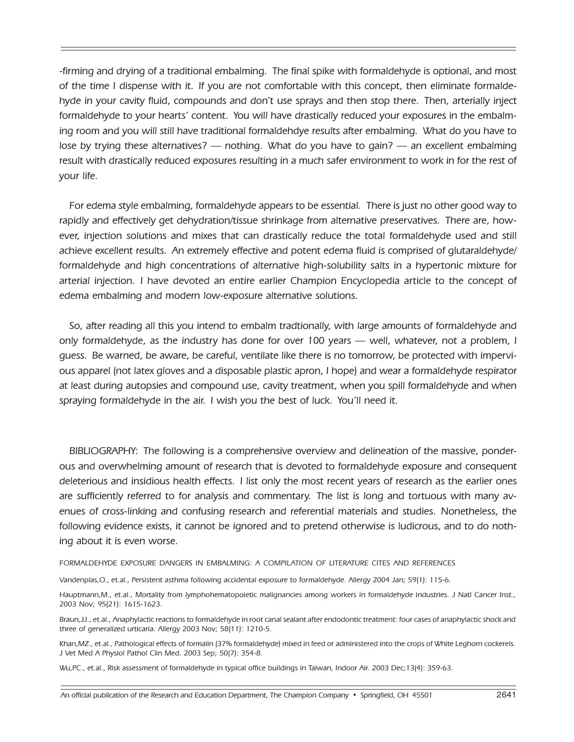-firming and drying of a traditional embalming. The final spike with formaldehyde is optional, and most of the time I dispense with it. If you are not comfortable with this concept, then eliminate formaldehyde in your cavity fluid, compounds and don't use sprays and then stop there. Then, arterially inject formaldehyde to your hearts' content. You will have drastically reduced your exposures in the embalming room and you will still have traditional formaldehdye results after embalming. What do you have to lose by trying these alternatives? — nothing. What do you have to gain? — an excellent embalming result with drastically reduced exposures resulting in a much safer environment to work in for the rest of your life.

For edema style embalming, formaldehyde appears to be essential. There is just no other good way to rapidly and effectively get dehydration/tissue shrinkage from alternative preservatives. There are, however, injection solutions and mixes that can drastically reduce the total formaldehyde used and still achieve excellent results. An extremely effective and potent edema fluid is comprised of glutaraldehyde/formaldehyde and high concentrations of alternative high-solubility salts in a hypertonic mixture for arterial injection. I have devoted an entire earlier Champion Encyclopedia article to the concept of edema embalming and modern low-exposure alternative solutions.

So, after reading all this you intend to embalm tradtionally, with large amounts of formaldehyde and only formaldehyde, as the industry has done for over 100 years — well, whatever, not a problem, I guess. Be warned, be aware, be careful, ventilate like there is no tomorrow, be protected with impervious apparel (not latex gloves and a disposable plastic apron, I hope) and wear a formaldehyde respirator at least during autopsies and compound use, cavity treatment, when you spill formaldehyde and when spraying formaldehyde in the air. I wish you the best of luck. You'll need it.

BIBLIOGRAPHY: The following is a comprehensive overview and delineation of the massive, ponderous and overwhelming amount of research that is devoted to formaldehyde exposure and consequent deleterious and insidious health effects. I list only the most recent years of research as the earlier ones are sufficiently referred to for analysis and commentary. The list is long and tortuous with many avenues of cross-linking and confusing research and referential materials and studies. Nonetheless, the following evidence exists, it cannot be ignored and to pretend otherwise is ludicrous, and to do nothing about it is even worse.

FORMALDEHYDE EXPOSURE DANGERS IN EMBALMING: A COMPILATION OF LITERATURE CITES AND REFERENCES

Vandenplas,O., et.al., Persistent asthma following accidental exposure to formaldehyde. Allergy 2004 Jan; 59(1): 115-6.

Hauptmann,M., et.al., Mortality from lymphohematopoietic malignancies among workers in formaldehyde industries. J Natl Cancer Inst., 2003 Nov; 95(21): 1615-1623.

Braun,JJ., et.al., Anaphylactic reactions to formaldehyde in root canal sealant after endodontic treatment: four cases of anaphylactic shock and three of generalized urticaria. Allergy 2003 Nov; 58(11): 1210-5.

Khan,MZ., et.al., Pathological effects of formalin (37% formaldehyde) mixed in feed or administered into the crops of White Leghorn cockerels. J Vet Med A Physiol Pathol Clin Med. 2003 Sep; 50(7): 354-8.

Wu,PC., et.al., Risk assessment of formaldehyde in typical office buildings in Taiwan, Indoor Air. 2003 Dec;13(4): 359-63.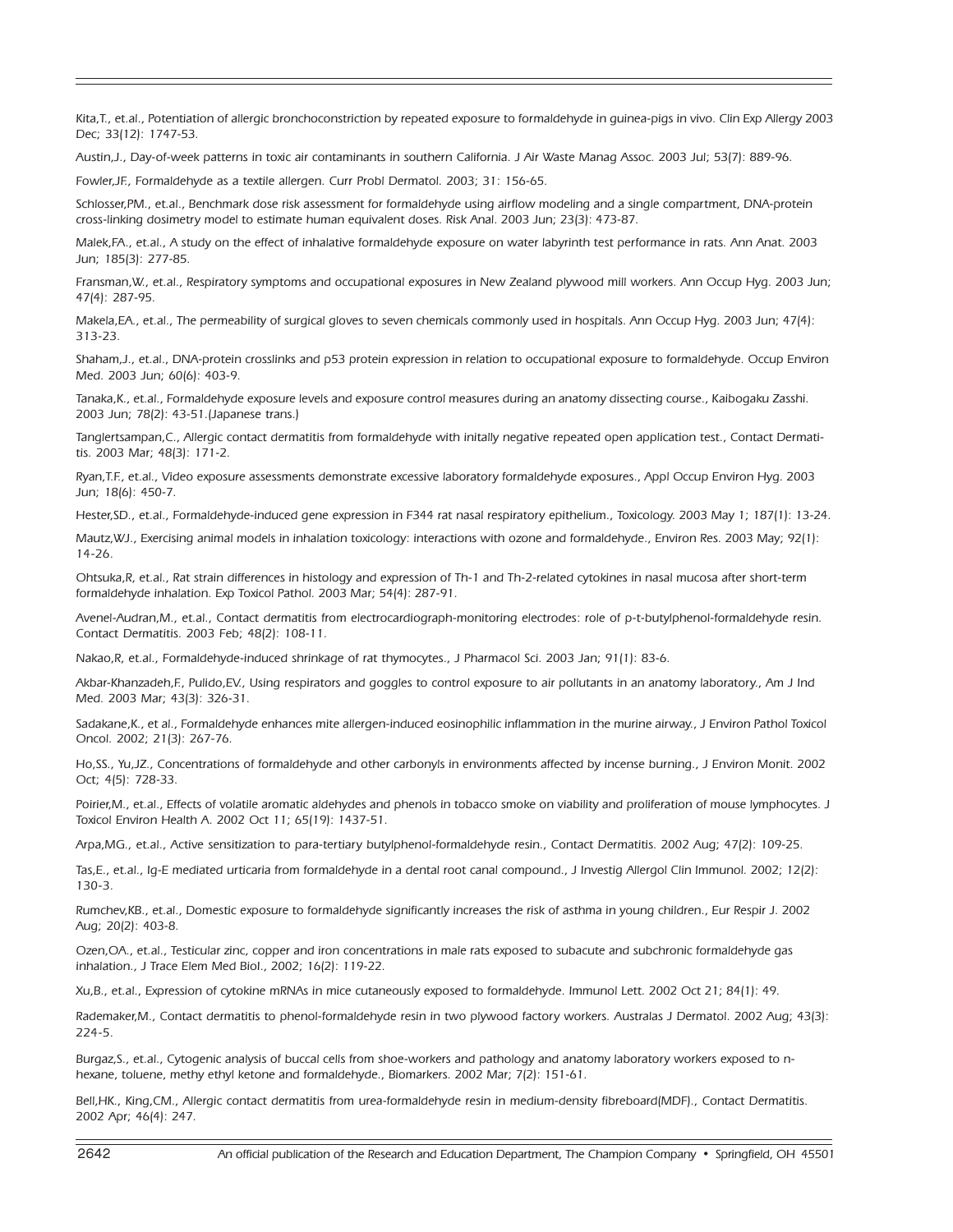Kita,T., et.al., Potentiation of allergic bronchoconstriction by repeated exposure to formaldehyde in guinea-pigs in vivo. Clin Exp Allergy 2003 Dec; 33(12): 1747-53.

Austin,J., Day-of-week patterns in toxic air contaminants in southern California. J Air Waste Manag Assoc. 2003 Jul; 53(7): 889-96.

Fowler,J.F., Formaldehyde as a textile allergen. Curr Probl Dermatol. 2003; 31: 156-65.

Schlosser,P.M., et.al., Benchmark dose risk assessment for formaldehyde using airflow modeling and a single compartment, DNA-protein cross-linking dosimetry model to estimate human equivalent doses. Risk Anal. 2003 Jun; 23(3): 473-87.

Malek,F.A., et.al., A study on the effect of inhalative formaldehyde exposure on water labyrinth test performance in rats. Ann Anat. 2003 Jun; 185(3): 277-85.

Fransman,W., et.al., Respiratory symptoms and occupational exposures in New Zealand plywood mill workers. Ann Occup Hyg. 2003 Jun; 47(4): 287-95.

Makela,E.A., et.al., The permeability of surgical gloves to seven chemicals commonly used in hospitals. Ann Occup Hyg. 2003 Jun; 47(4): 313-23.

Shaham,J., et.al., DNA-protein crosslinks and p53 protein expression in relation to occupational exposure to formaldehyde. Occup Environ Med. 2003 Jun; 60(6): 403-9.

Tanaka,K., et.al., Formaldehyde exposure levels and exposure control measures during an anatomy dissecting course., Kaibogaku Zasshi. 2003 Jun; 78(2): 43-51.(Japanese trans.)

Tanglertsampan,C., Allergic contact dermatitis from formaldehyde with initally negative repeated open application test., Contact Dermatitis. 2003 Mar; 48(3): 171-2.

Ryan,T.F., et.al., Video exposure assessments demonstrate excessive laboratory formaldehyde exposures., Appl Occup Environ Hyg. 2003 Jun; 18(6): 450-7.

Hester,S.D., et.al., Formaldehyde-induced gene expression in F344 rat nasal respiratory epithelium., Toxicology. 2003 May 1; 187(1): 13-24.

Mautz,W.J., Exercising animal models in inhalation toxicology: interactions with ozone and formaldehyde., Environ Res. 2003 May; 92(1): 14-26.

Ohtsuka,R, et.al., Rat strain differences in histology and expression of Th-1 and Th-2-related cytokines in nasal mucosa after short-term formaldehyde inhalation. Exp Toxicol Pathol. 2003 Mar; 54(4): 287-91.

Avenel-Audran,M., et.al., Contact dermatitis from electrocardiograph-monitoring electrodes: role of p-t-butylphenol-formaldehyde resin. Contact Dermatitis. 2003 Feb; 48(2): 108-11.

Nakao,R, et.al., Formaldehyde-induced shrinkage of rat thymocytes., J Pharmacol Sci. 2003 Jan; 91(1): 83-6.

Akbar-Khanzadeh,F., Pulido,E.V., Using respirators and goggles to control exposure to air pollutants in an anatomy laboratory., Am J Ind Med. 2003 Mar; 43(3): 326-31.

Sadakane,K., et al., Formaldehyde enhances mite allergen-induced eosinophilic inflammation in the murine airway., J Environ Pathol Toxicol Oncol. 2002; 21(3): 267-76.

Ho,S.S., Yu,J.Z., Concentrations of formaldehyde and other carbonyls in environments affected by incense burning., J Environ Monit. 2002 Oct; 4(5): 728-33.

Poirier,M., et.al., Effects of volatile aromatic aldehydes and phenols in tobacco smoke on viability and proliferation of mouse lymphocytes. J Toxicol Environ Health A. 2002 Oct 11; 65(19): 1437-51.

Arpa,M.G., et.al., Active sensitization to para-tertiary butylphenol-formaldehyde resin., Contact Dermatitis. 2002 Aug; 47(2): 109-25.

Tas,E., et.al., Ig-E mediated urticaria from formaldehyde in a dental root canal compound., J Investig Allergol Clin Immunol. 2002; 12(2): 130-3.

Rumchev,K.B., et.al., Domestic exposure to formaldehyde significantly increases the risk of asthma in young children., Eur Respir J. 2002 Aug; 20(2): 403-8.

Ozen,O.A., et.al., Testicular zinc, copper and iron concentrations in male rats exposed to subacute and subchronic formaldehyde gas inhalation., J Trace Elem Med Biol., 2002; 16(2): 119-22.

Xu,B., et.al., Expression of cytokine mRNAs in mice cutaneously exposed to formaldehyde. Immunol Lett. 2002 Oct 21; 84(1): 49.

Rademaker,M., Contact dermatitis to phenol-formaldehyde resin in two plywood factory workers. Australas J Dermatol. 2002 Aug; 43(3): 224-5.

Burgaz,S., et.al., Cytogenic analysis of buccal cells from shoe-workers and pathology and anatomy laboratory workers exposed to n-hexane, toluene, methy ethyl ketone and formaldehyde., Biomarkers. 2002 Mar; 7(2): 151-61.

Bell,H.K., King,C.M., Allergic contact dermatitis from urea-formaldehyde resin in medium-density fibreboard(MDF)., Contact Dermatitis. 2002 Apr; 46(4): 247.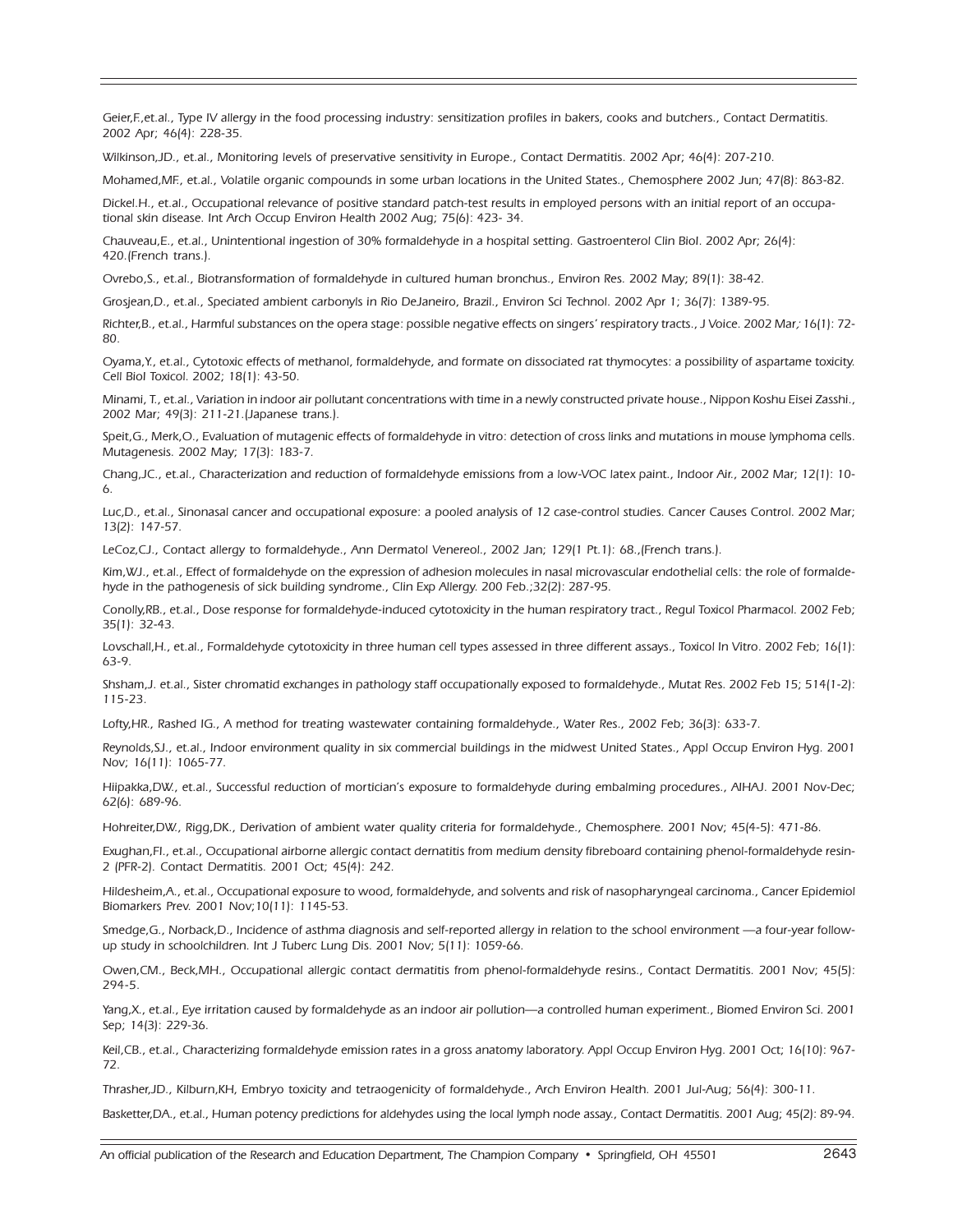Geier,F.,et.al., Type IV allergy in the food processing industry: sensitization profiles in bakers, cooks and butchers., Contact Dermatitis. 2002 Apr; 46(4): 228-35.

Wilkinson,JD., et.al., Monitoring levels of preservative sensitivity in Europe., Contact Dermatitis. 2002 Apr; 46(4): 207-210.

Mohamed,MF., et.al., Volatile organic compounds in some urban locations in the United States., Chemosphere 2002 Jun; 47(8): 863-82.

Dickel.H., et.al., Occupational relevance of positive standard patch-test results in employed persons with an initial report of an occupational skin disease. Int Arch Occup Environ Health 2002 Aug; 75(6): 423- 34.

Chauveau,E., et.al., Unintentional ingestion of 30% formaldehyde in a hospital setting. Gastroenterol Clin Biol. 2002 Apr; 26(4): 420.(French trans.).

Ovrebo,S., et.al., Biotransformation of formaldehyde in cultured human bronchus., Environ Res. 2002 May; 89(1): 38-42.

Grosjean,D., et.al., Speciated ambient carbonyls in Rio DeJaneiro, Brazil., Environ Sci Technol. 2002 Apr 1; 36(7): 1389-95.

Richter,B., et.al., Harmful substances on the opera stage: possible negative effects on singers' respiratory tracts., J Voice. 2002 Mar,; 16(1): 72-80.

Oyama,Y., et.al., Cytotoxic effects of methanol, formaldehyde, and formate on dissociated rat thymocytes: a possibility of aspartame toxicity. Cell Biol Toxicol. 2002; 18(1): 43-50.

Minami, T., et.al., Variation in indoor air pollutant concentrations with time in a newly constructed private house., Nippon Koshu Eisei Zasshi., 2002 Mar; 49(3): 211-21.(Japanese trans.).

Speit,G., Merk,O., Evaluation of mutagenic effects of formaldehyde in vitro: detection of cross links and mutations in mouse lymphoma cells. Mutagenesis. 2002 May; 17(3): 183-7.

Chang,JC., et.al., Characterization and reduction of formaldehyde emissions from a low-VOC latex paint., Indoor Air., 2002 Mar; 12(1): 10-6.

Luc,D., et.al., Sinonasal cancer and occupational exposure: a pooled analysis of 12 case-control studies. Cancer Causes Control. 2002 Mar; 13(2): 147-57.

LeCoz,CJ., Contact allergy to formaldehyde., Ann Dermatol Venereol., 2002 Jan; 129(1 Pt.1): 68.,(French trans.).

Kim,WJ., et.al., Effect of formaldehyde on the expression of adhesion molecules in nasal microvascular endothelial cells: the role of formaldehyde in the pathogenesis of sick building syndrome., Clin Exp Allergy. 200 Feb.;32(2): 287-95.

Conolly,RB., et.al., Dose response for formaldehyde-induced cytotoxicity in the human respiratory tract., Regul Toxicol Pharmacol. 2002 Feb; 35(1): 32-43.

Lovschall,H., et.al., Formaldehyde cytotoxicity in three human cell types assessed in three different assays., Toxicol In Vitro. 2002 Feb; 16(1): 63-9.

Shsham,J. et.al., Sister chromatid exchanges in pathology staff occupationally exposed to formaldehyde., Mutat Res. 2002 Feb 15; 514(1-2): 115-23.

Lofty,HR., Rashed IG., A method for treating wastewater containing formaldehyde., Water Res., 2002 Feb; 36(3): 633-7.

Reynolds,SJ., et.al., Indoor environment quality in six commercial buildings in the midwest United States., Appl Occup Environ Hyg. 2001 Nov; 16(11): 1065-77.

Hiipakka,DW., et.al., Successful reduction of mortician's exposure to formaldehyde during embalming procedures., AIHAJ. 2001 Nov-Dec; 62(6): 689-96.

Hohreiter,DW., Rigg,DK., Derivation of ambient water quality criteria for formaldehyde., Chemosphere. 2001 Nov; 45(4-5): 471-86.

Exughan,FI., et.al., Occupational airborne allergic contact dernatitis from medium density fibreboard containing phenol-formaldehyde resin-2 (PFR-2). Contact Dermatitis. 2001 Oct; 45(4): 242.

Hildesheim,A., et.al., Occupational exposure to wood, formaldehyde, and solvents and risk of nasopharyngeal carcinoma., Cancer Epidemiol Biomarkers Prev. 2001 Nov;10(11): 1145-53.

Smedge,G., Norback,D., Incidence of asthma diagnosis and self-reported allergy in relation to the school environment —a four-year follow-up study in schoolchildren. Int J Tuberc Lung Dis. 2001 Nov; 5(11): 1059-66.

Owen,CM., Beck,MH., Occupational allergic contact dermatitis from phenol-formaldehyde resins., Contact Dermatitis. 2001 Nov; 45(5): 294-5.

Yang,X., et.al., Eye irritation caused by formaldehyde as an indoor air pollution—a controlled human experiment., Biomed Environ Sci. 2001 Sep; 14(3): 229-36.

Keil,CB., et.al., Characterizing formaldehyde emission rates in a gross anatomy laboratory. Appl Occup Environ Hyg. 2001 Oct; 16(10): 967-72.

Thrasher,JD., Kilburn,KH, Embryo toxicity and tetraogenicity of formaldehyde., Arch Environ Health. 2001 Jul-Aug; 56(4): 300-11.

Basketter,DA., et.al., Human potency predictions for aldehydes using the local lymph node assay., Contact Dermatitis. 2001 Aug; 45(2): 89-94.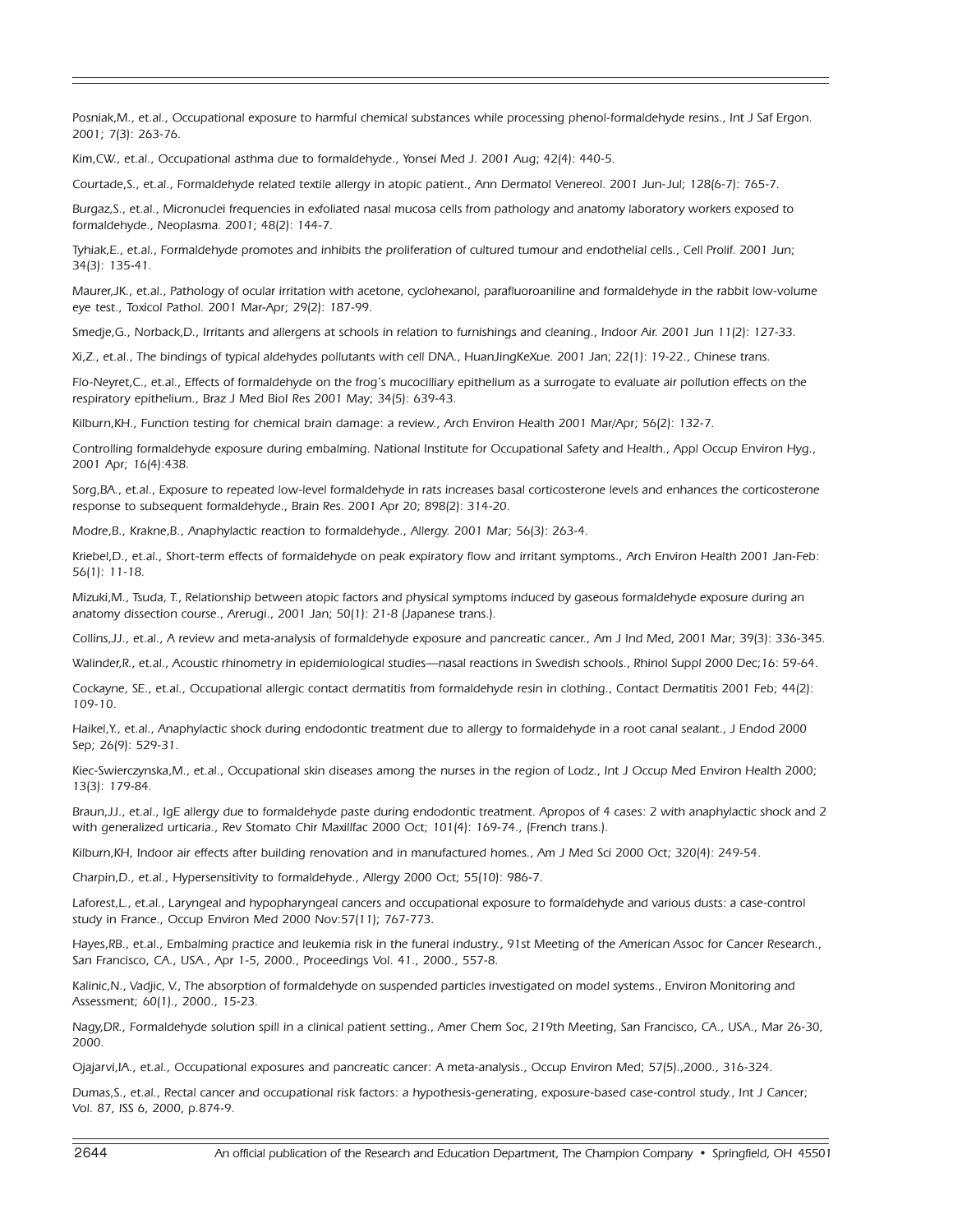Posniak,M., et.al., Occupational exposure to harmful chemical substances while processing phenol-formaldehyde resins., Int J Saf Ergon. 2001; 7(3): 263-76.

Kim,CW., et.al., Occupational asthma due to formaldehyde., Yonsei Med J. 2001 Aug; 42(4): 440-5.

Courtade,S., et.al., Formaldehyde related textile allergy in atopic patient., Ann Dermatol Venereol. 2001 Jun-Jul; 128(6-7): 765-7.

Burgaz,S., et.al., Micronuclei frequencies in exfoliated nasal mucosa cells from pathology and anatomy laboratory workers exposed to formaldehyde., Neoplasma. 2001; 48(2): 144-7.

Tyhiak,E., et.al., Formaldehyde promotes and inhibits the proliferation of cultured tumour and endothelial cells., Cell Prolif. 2001 Jun; 34(3): 135-41.

Maurer,JK., et.al., Pathology of ocular irritation with acetone, cyclohexanol, parafluoroaniline and formaldehyde in the rabbit low-volume eye test., Toxicol Pathol. 2001 Mar-Apr; 29(2): 187-99.

Smedje,G., Norback,D., Irritants and allergens at schools in relation to furnishings and cleaning., Indoor Air. 2001 Jun 11(2): 127-33.

Xi,Z., et.al., The bindings of typical aldehydes pollutants with cell DNA., HuanJingKeXue. 2001 Jan; 22(1): 19-22., Chinese trans.

Flo-Neyret,C., et.al., Effects of formaldehyde on the frog's mucocilliary epithelium as a surrogate to evaluate air pollution effects on the respiratory epithelium., Braz J Med Biol Res 2001 May; 34(5): 639-43.

Kilburn,KH., Function testing for chemical brain damage: a review., Arch Environ Health 2001 Mar/Apr; 56(2): 132-7.

Controlling formaldehyde exposure during embalming. National Institute for Occupational Safety and Health., Appl Occup Environ Hyg., 2001 Apr; 16(4):438.

Sorg,BA., et.al., Exposure to repeated low-level formaldehyde in rats increases basal corticosterone levels and enhances the corticosterone response to subsequent formaldehyde., Brain Res. 2001 Apr 20; 898(2): 314-20.

Modre,B., Krakne,B., Anaphylactic reaction to formaldehyde., Allergy. 2001 Mar; 56(3): 263-4.

Kriebel,D., et.al., Short-term effects of formaldehyde on peak expiratory flow and irritant symptoms., Arch Environ Health 2001 Jan-Feb: 56(1): 11-18.

Mizuki,M., Tsuda, T., Relationship between atopic factors and physical symptoms induced by gaseous formaldehyde exposure during an anatomy dissection course., Arerugi., 2001 Jan; 50(1): 21-8 (Japanese trans.).

Collins,JJ., et.al., A review and meta-analysis of formaldehyde exposure and pancreatic cancer., Am J Ind Med, 2001 Mar; 39(3): 336-345.

Walinder,R., et.al., Acoustic rhinometry in epidemiological studies—nasal reactions in Swedish schools., Rhinol Suppl 2000 Dec;16: 59-64.

Cockayne, SE., et.al., Occupational allergic contact dermatitis from formaldehyde resin in clothing., Contact Dermatitis 2001 Feb; 44(2): 109-10.

Haikel,Y., et.al., Anaphylactic shock during endodontic treatment due to allergy to formaldehyde in a root canal sealant., J Endod 2000 Sep; 26(9): 529-31.

Kiec-Swierczynska,M., et.al., Occupational skin diseases among the nurses in the region of Lodz., Int J Occup Med Environ Health 2000; 13(3): 179-84.

Braun,JJ., et.al., IgE allergy due to formaldehyde paste during endodontic treatment. Apropos of 4 cases: 2 with anaphylactic shock and 2 with generalized urticaria., Rev Stomato Chir Maxillfac 2000 Oct; 101(4): 169-74., (French trans.).

Kilburn,KH, Indoor air effects after building renovation and in manufactured homes., Am J Med Sci 2000 Oct; 320(4): 249-54.

Charpin,D., et.al., Hypersensitivity to formaldehyde., Allergy 2000 Oct; 55(10): 986-7.

Laforest,L., et.al., Laryngeal and hypopharyngeal cancers and occupational exposure to formaldehyde and various dusts: a case-control study in France., Occup Environ Med 2000 Nov:57(11); 767-773.

Hayes,RB., et.al., Embalming practice and leukemia risk in the funeral industry., 91st Meeting of the American Assoc for Cancer Research., San Francisco, CA., USA., Apr 1-5, 2000., Proceedings Vol. 41., 2000., 557-8.

Kalinic,N., Vadjic, V., The absorption of formaldehyde on suspended particles investigated on model systems., Environ Monitoring and Assessment; 60(1)., 2000., 15-23.

Nagy,DR., Formaldehyde solution spill in a clinical patient setting., Amer Chem Soc, 219th Meeting, San Francisco, CA., USA., Mar 26-30, 2000.

Ojajarvi,IA., et.al., Occupational exposures and pancreatic cancer: A meta-analysis., Occup Environ Med; 57(5).,2000., 316-324.

Dumas,S., et.al., Rectal cancer and occupational risk factors: a hypothesis-generating, exposure-based case-control study., Int J Cancer; Vol. 87, ISS 6, 2000, p.874-9.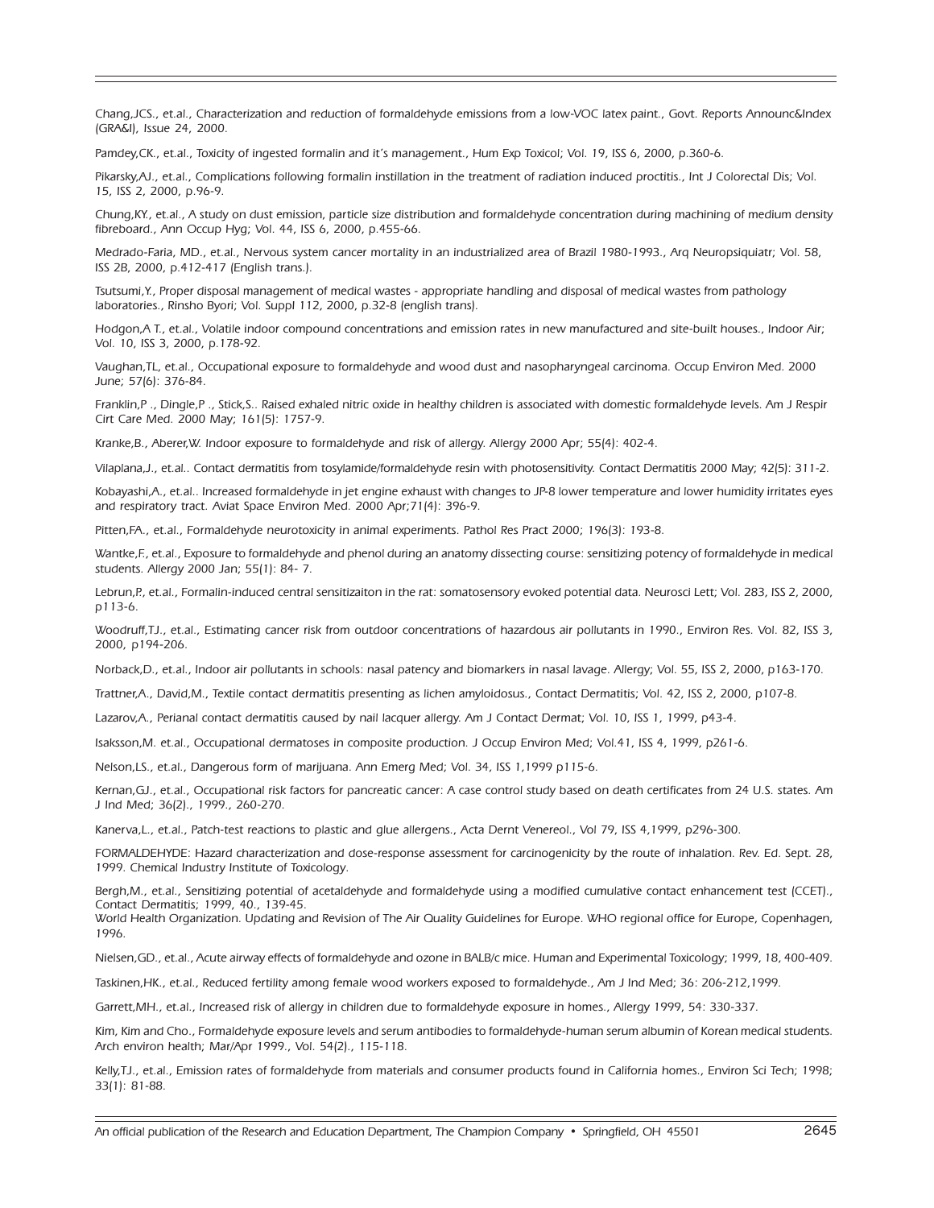Chang,JCS., et.al., Characterization and reduction of formaldehyde emissions from a low-VOC latex paint., Govt. Reports Announc&Index (GRA&I), Issue 24, 2000.

Pamdey,CK., et.al., Toxicity of ingested formalin and it's management., Hum Exp Toxicol; Vol. 19, ISS 6, 2000, p.360-6.

Pikarsky,AJ., et.al., Complications following formalin instillation in the treatment of radiation induced proctitis., Int J Colorectal Dis; Vol. 15, ISS 2, 2000, p.96-9.

Chung,KY., et.al., A study on dust emission, particle size distribution and formaldehyde concentration during machining of medium density fibreboard., Ann Occup Hyg; Vol. 44, ISS 6, 2000, p.455-66.

Medrado-Faria, MD., et.al., Nervous system cancer mortality in an industrialized area of Brazil 1980-1993., Arq Neuropsiquiatr; Vol. 58, ISS 2B, 2000, p.412-417 (English trans.).

Tsutsumi,Y., Proper disposal management of medical wastes - appropriate handling and disposal of medical wastes from pathology laboratories., Rinsho Byori; Vol. Suppl 112, 2000, p.32-8 (english trans).

Hodgon,A T., et.al., Volatile indoor compound concentrations and emission rates in new manufactured and site-built houses., Indoor Air; Vol. 10, ISS 3, 2000, p.178-92.

Vaughan,TL, et.al., Occupational exposure to formaldehyde and wood dust and nasopharyngeal carcinoma. Occup Environ Med. 2000 June; 57(6): 376-84.

Franklin,P ., Dingle,P ., Stick,S.. Raised exhaled nitric oxide in healthy children is associated with domestic formaldehyde levels. Am J Respir Cirt Care Med. 2000 May; 161(5): 1757-9.

Kranke,B., Aberer,W. Indoor exposure to formaldehyde and risk of allergy. Allergy 2000 Apr; 55(4): 402-4.

Vilaplana,J., et.al.. Contact dermatitis from tosylamide/formaldehyde resin with photosensitivity. Contact Dermatitis 2000 May; 42(5): 311-2.

Kobayashi,A., et.al.. Increased formaldehyde in jet engine exhaust with changes to JP-8 lower temperature and lower humidity irritates eyes and respiratory tract. Aviat Space Environ Med. 2000 Apr;71(4): 396-9.

Pitten,FA., et.al., Formaldehyde neurotoxicity in animal experiments. Pathol Res Pract 2000; 196(3): 193-8.

Wantke,F., et.al., Exposure to formaldehyde and phenol during an anatomy dissecting course: sensitizing potency of formaldehyde in medical students. Allergy 2000 Jan; 55(1): 84- 7.

Lebrun,P., et.al., Formalin-induced central sensitizaiton in the rat: somatosensory evoked potential data. Neurosci Lett; Vol. 283, ISS 2, 2000, p113-6.

Woodruff,TJ., et.al., Estimating cancer risk from outdoor concentrations of hazardous air pollutants in 1990., Environ Res. Vol. 82, ISS 3, 2000, p194-206.

Norback,D., et.al., Indoor air pollutants in schools: nasal patency and biomarkers in nasal lavage. Allergy; Vol. 55, ISS 2, 2000, p163-170.

Trattner,A., David,M., Textile contact dermatitis presenting as lichen amyloidosus., Contact Dermatitis; Vol. 42, ISS 2, 2000, p107-8.

Lazarov,A., Perianal contact dermatitis caused by nail lacquer allergy. Am J Contact Dermat; Vol. 10, ISS 1, 1999, p43-4.

Isaksson,M. et.al., Occupational dermatoses in composite production. J Occup Environ Med; Vol.41, ISS 4, 1999, p261-6.

Nelson,LS., et.al., Dangerous form of marijuana. Ann Emerg Med; Vol. 34, ISS 1,1999 p115-6.

Kernan,GJ., et.al., Occupational risk factors for pancreatic cancer: A case control study based on death certificates from 24 U.S. states. Am J Ind Med; 36(2)., 1999., 260-270.

Kanerva,L., et.al., Patch-test reactions to plastic and glue allergens., Acta Dernt Venereol., Vol 79, ISS 4,1999, p296-300.

FORMALDEHYDE: Hazard characterization and dose-response assessment for carcinogenicity by the route of inhalation. Rev. Ed. Sept. 28, 1999. Chemical Industry Institute of Toxicology.

Bergh,M., et.al., Sensitizing potential of acetaldehyde and formaldehyde using a modified cumulative contact enhancement test (CCET)., Contact Dermatitis; 1999, 40., 139-45.

World Health Organization. Updating and Revision of The Air Quality Guidelines for Europe. WHO regional office for Europe, Copenhagen, 1996.

Nielsen,GD., et.al., Acute airway effects of formaldehyde and ozone in BALB/c mice. Human and Experimental Toxicology; 1999, 18, 400-409.

Taskinen,HK., et.al., Reduced fertility among female wood workers exposed to formaldehyde., Am J Ind Med; 36: 206-212,1999.

Garrett,MH., et.al., Increased risk of allergy in children due to formaldehyde exposure in homes., Allergy 1999, 54: 330-337.

Kim, Kim and Cho., Formaldehyde exposure levels and serum antibodies to formaldehyde-human serum albumin of Korean medical students. Arch environ health; Mar/Apr 1999., Vol. 54(2)., 115-118.

Kelly,TJ., et.al., Emission rates of formaldehyde from materials and consumer products found in California homes., Environ Sci Tech; 1998; 33(1): 81-88.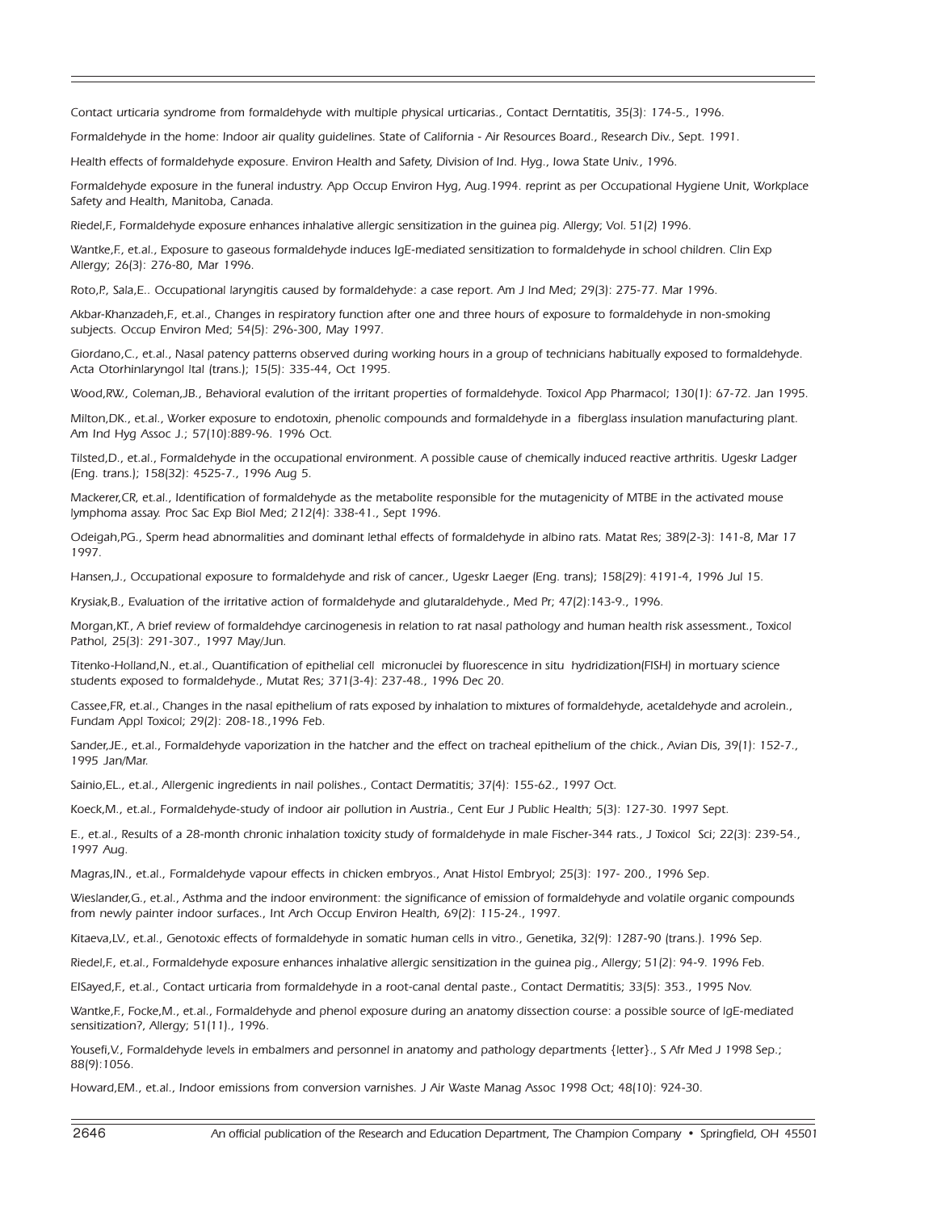Contact urticaria syndrome from formaldehyde with multiple physical urticarias., Contact Derntatitis, 35(3): 174-5., 1996.

Formaldehyde in the home: Indoor air quality guidelines. State of California - Air Resources Board., Research Div., Sept. 1991.

Health effects of formaldehyde exposure. Environ Health and Safety, Division of Ind. Hyg., Iowa State Univ., 1996.

Formaldehyde exposure in the funeral industry. App Occup Environ Hyg, Aug.1994. reprint as per Occupational Hygiene Unit, Workplace Safety and Health, Manitoba, Canada.

Riedel,F., Formaldehyde exposure enhances inhalative allergic sensitization in the guinea pig. Allergy; Vol. 51(2) 1996.

Wantke,F., et.al., Exposure to gaseous formaldehyde induces IgE-mediated sensitization to formaldehyde in school children. Clin Exp Allergy; 26(3): 276-80, Mar 1996.

Roto,P., Sala,E.. Occupational laryngitis caused by formaldehyde: a case report. Am J Ind Med; 29(3): 275-77. Mar 1996.

Akbar-Khanzadeh,F., et.al., Changes in respiratory function after one and three hours of exposure to formaldehyde in non-smoking subjects. Occup Environ Med; 54(5): 296-300, May 1997.

Giordano,C., et.al., Nasal patency patterns observed during working hours in a group of technicians habitually exposed to formaldehyde. Acta Otorhinlaryngol Ital (trans.); 15(5): 335-44, Oct 1995.

Wood,RW., Coleman,JB., Behavioral evalution of the irritant properties of formaldehyde. Toxicol App Pharmacol; 130(1): 67-72. Jan 1995.

Milton,DK., et.al., Worker exposure to endotoxin, phenolic compounds and formaldehyde in a fiberglass insulation manufacturing plant. Am Ind Hyg Assoc J.; 57(10):889-96. 1996 Oct.

Tilsted,D., et.al., Formaldehyde in the occupational environment. A possible cause of chemically induced reactive arthritis. Ugeskr Ladger (Eng. trans.); 158(32): 4525-7., 1996 Aug 5.

Mackerer,CR, et.al., Identification of formaldehyde as the metabolite responsible for the mutagenicity of MTBE in the activated mouse lymphoma assay. Proc Sac Exp Biol Med; 212(4): 338-41., Sept 1996.

Odeigah,PG., Sperm head abnormalities and dominant lethal effects of formaldehyde in albino rats. Matat Res; 389(2-3): 141-8, Mar 17 1997.

Hansen,J., Occupational exposure to formaldehyde and risk of cancer., Ugeskr Laeger (Eng. trans); 158(29): 4191-4, 1996 Jul 15.

Krysiak,B., Evaluation of the irritative action of formaldehyde and glutaraldehyde., Med Pr; 47(2):143-9., 1996.

Morgan,KT., A brief review of formaldehdye carcinogenesis in relation to rat nasal pathology and human health risk assessment., Toxicol Pathol, 25(3): 291-307., 1997 May/Jun.

Titenko-Holland,N., et.al., Quantification of epithelial cell micronuclei by fluorescence in situ hydridization(FISH) in mortuary science students exposed to formaldehyde., Mutat Res; 371(3-4): 237-48., 1996 Dec 20.

Cassee,FR, et.al., Changes in the nasal epithelium of rats exposed by inhalation to mixtures of formaldehyde, acetaldehyde and acrolein., Fundam Appl Toxicol; 29(2): 208-18.,1996 Feb.

Sander,JE., et.al., Formaldehyde vaporization in the hatcher and the effect on tracheal epithelium of the chick., Avian Dis, 39(1): 152-7., 1995 Jan/Mar.

Sainio,EL., et.al., Allergenic ingredients in nail polishes., Contact Dermatitis; 37(4): 155-62., 1997 Oct.

Koeck,M., et.al., Formaldehyde-study of indoor air pollution in Austria., Cent Eur J Public Health; 5(3): 127-30. 1997 Sept.

E., et.al., Results of a 28-month chronic inhalation toxicity study of formaldehyde in male Fischer-344 rats., J Toxicol Sci; 22(3): 239-54., 1997 Aug.

Magras,IN., et.al., Formaldehyde vapour effects in chicken embryos., Anat Histol Embryol; 25(3): 197- 200., 1996 Sep.

Wieslander,G., et.al., Asthma and the indoor environment: the significance of emission of formaldehyde and volatile organic compounds from newly painter indoor surfaces., Int Arch Occup Environ Health, 69(2): 115-24., 1997.

Kitaeva,LV., et.al., Genotoxic effects of formaldehyde in somatic human cells in vitro., Genetika, 32(9): 1287-90 (trans.). 1996 Sep.

Riedel,F., et.al., Formaldehyde exposure enhances inhalative allergic sensitization in the guinea pig., Allergy; 51(2): 94-9. 1996 Feb.

ElSayed,F., et.al., Contact urticaria from formaldehyde in a root-canal dental paste., Contact Dermatitis; 33(5): 353., 1995 Nov.

Wantke,F., Focke,M., et.al., Formaldehyde and phenol exposure during an anatomy dissection course: a possible source of IgE-mediated sensitization?, Allergy; 51(11)., 1996.

Yousefi,V., Formaldehyde levels in embalmers and personnel in anatomy and pathology departments {letter}., S Afr Med J 1998 Sep.; 88(9):1056.

Howard,EM., et.al., Indoor emissions from conversion varnishes. J Air Waste Manag Assoc 1998 Oct; 48(10): 924-30.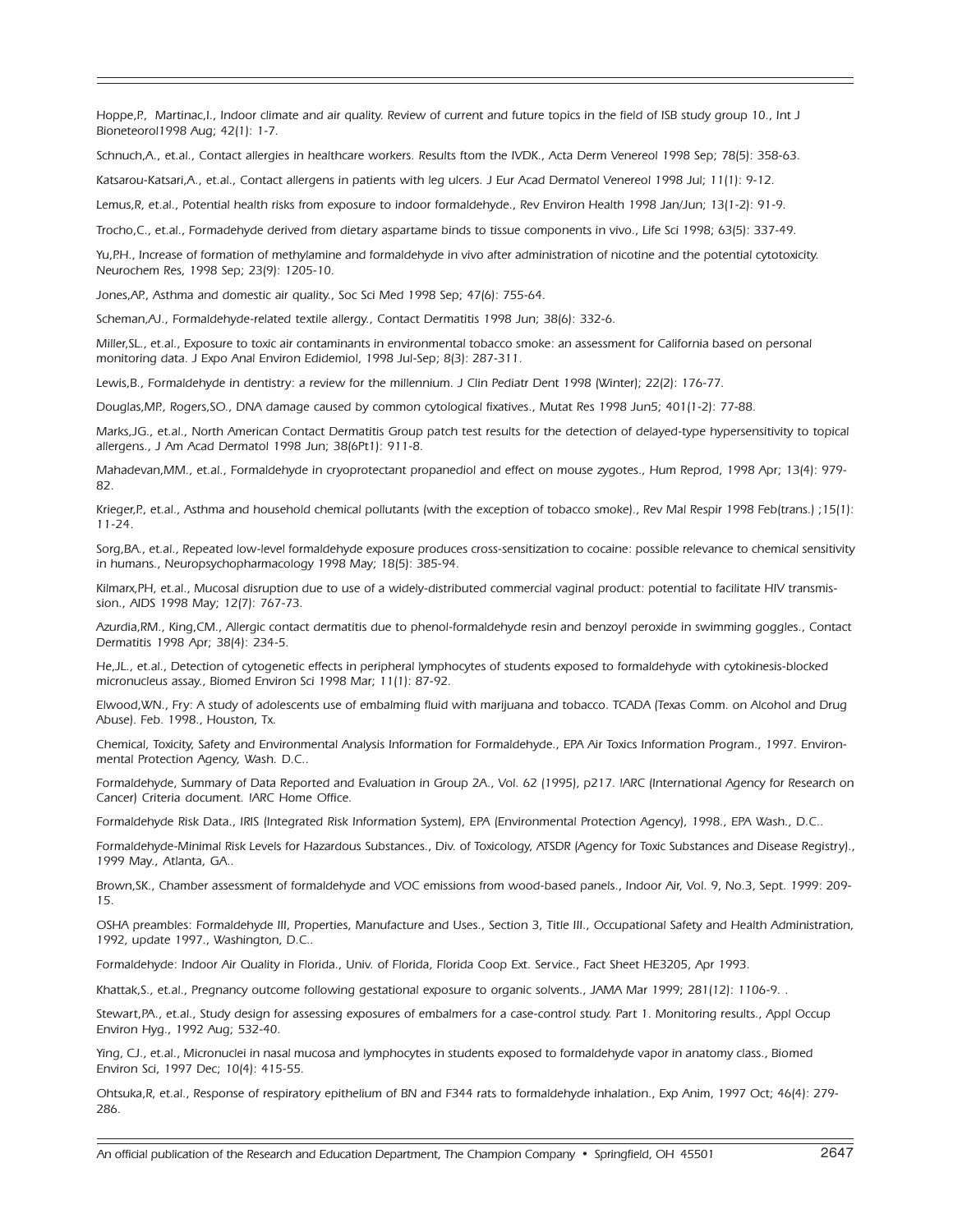Hoppe,P., Martinac,I., Indoor climate and air quality. Review of current and future topics in the field of ISB study group 10., Int J Bioneteorol1998 Aug; 42(1): 1-7.

Schnuch,A., et.al., Contact allergies in healthcare workers. Results ftom the IVDK., Acta Derm Venereol 1998 Sep; 78(5): 358-63.

Katsarou-Katsari,A., et.al., Contact allergens in patients with leg ulcers. J Eur Acad Dermatol Venereol 1998 Jul; 11(1): 9-12.

Lemus,R, et.al., Potential health risks from exposure to indoor formaldehyde., Rev Environ Health 1998 Jan/Jun; 13(1-2): 91-9.

Trocho,C., et.al., Formadehyde derived from dietary aspartame binds to tissue components in vivo., Life Sci 1998; 63(5): 337-49.

Yu,P.H., Increase of formation of methylamine and formaldehyde in vivo after administration of nicotine and the potential cytotoxicity. Neurochem Res, 1998 Sep; 23(9): 1205-10.

Jones,AP., Asthma and domestic air quality., Soc Sci Med 1998 Sep; 47(6): 755-64.

Scheman,AJ., Formaldehyde-related textile allergy., Contact Dermatitis 1998 Jun; 38(6): 332-6.

Miller,SL., et.al., Exposure to toxic air contaminants in environmental tobacco smoke: an assessment for California based on personal monitoring data. J Expo Anal Environ Edidemiol, 1998 Jul-Sep; 8(3): 287-311.

Lewis,B., Formaldehyde in dentistry: a review for the millennium. J Clin Pediatr Dent 1998 (Winter); 22(2): 176-77.

Douglas,MP., Rogers,SO., DNA damage caused by common cytological fixatives., Mutat Res 1998 Jun5; 401(1-2): 77-88.

Marks,JG., et.al., North American Contact Dermatitis Group patch test results for the detection of delayed-type hypersensitivity to topical allergens., J Am Acad Dermatol 1998 Jun; 38(6Pt1): 911-8.

Mahadevan,MM., et.al., Formaldehyde in cryoprotectant propanediol and effect on mouse zygotes., Hum Reprod, 1998 Apr; 13(4): 979-82.

Krieger,P., et.al., Asthma and household chemical pollutants (with the exception of tobacco smoke)., Rev Mal Respir 1998 Feb(trans.) ;15(1): 11-24.

Sorg,BA., et.al., Repeated low-level formaldehyde exposure produces cross-sensitization to cocaine: possible relevance to chemical sensitivity in humans., Neuropsychopharmacology 1998 May; 18(5): 385-94.

Kilmarx,PH, et.al., Mucosal disruption due to use of a widely-distributed commercial vaginal product: potential to facilitate HIV transmission., AIDS 1998 May; 12(7): 767-73.

Azurdia,RM., King,CM., Allergic contact dermatitis due to phenol-formaldehyde resin and benzoyl peroxide in swimming goggles., Contact Dermatitis 1998 Apr; 38(4): 234-5.

He,JL., et.al., Detection of cytogenetic effects in peripheral lymphocytes of students exposed to formaldehyde with cytokinesis-blocked micronucleus assay., Biomed Environ Sci 1998 Mar; 11(1): 87-92.

Elwood,WN., Fry: A study of adolescents use of embalming fluid with marijuana and tobacco. TCADA (Texas Comm. on Alcohol and Drug Abuse). Feb. 1998., Houston, Tx.

Chemical, Toxicity, Safety and Environmental Analysis Information for Formaldehyde., EPA Air Toxics Information Program., 1997. Environmental Protection Agency, Wash. D.C..

Formaldehyde, Summary of Data Reported and Evaluation in Group 2A., Vol. 62 (1995), p217. !ARC (International Agency for Research on Cancer) Criteria document. !ARC Home Office.

Formaldehyde Risk Data., IRIS (Integrated Risk Information System), EPA (Environmental Protection Agency), 1998., EPA Wash., D.C..

Formaldehyde-Minimal Risk Levels for Hazardous Substances., Div. of Toxicology, ATSDR (Agency for Toxic Substances and Disease Registry)., 1999 May., Atlanta, GA..

Brown,SK., Chamber assessment of formaldehyde and VOC emissions from wood-based panels., Indoor Air, Vol. 9, No.3, Sept. 1999: 209-15.

OSHA preambles: Formaldehyde III, Properties, Manufacture and Uses., Section 3, Title III., Occupational Safety and Health Administration, 1992, update 1997., Washington, D.C..

Formaldehyde: Indoor Air Quality in Florida., Univ. of Florida, Florida Coop Ext. Service., Fact Sheet HE3205, Apr 1993.

Khattak,S., et.al., Pregnancy outcome following gestational exposure to organic solvents., JAMA Mar 1999; 281(12): 1106-9. .

Stewart,PA., et.al., Study design for assessing exposures of embalmers for a case-control study. Part 1. Monitoring results., Appl Occup Environ Hyg., 1992 Aug; 532-40.

Ying, CJ., et.al., Micronuclei in nasal mucosa and lymphocytes in students exposed to formaldehyde vapor in anatomy class., Biomed Environ Sci, 1997 Dec; 10(4): 415-55.

Ohtsuka,R, et.al., Response of respiratory epithelium of BN and F344 rats to formaldehyde inhalation., Exp Anim, 1997 Oct; 46(4): 279-286.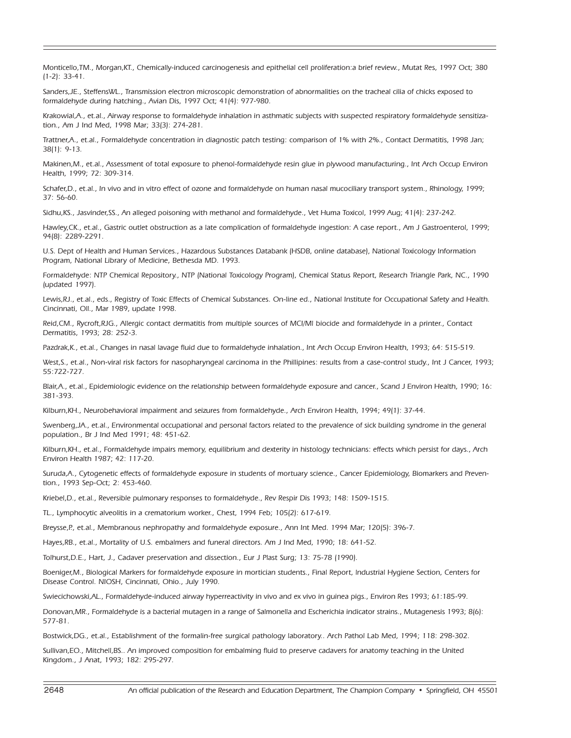Monticello,TM., Morgan,KT., Chemically-induced carcinogenesis and epithelial cell proliferation:a brief review., Mutat Res, 1997 Oct; 380 (1-2): 33-41.

Sanders,JE., SteffensWL., Transmission electron microscopic demonstration of abnormalities on the tracheal cilia of chicks exposed to formaldehyde during hatching., Avian Dis, 1997 Oct; 41(4): 977-980.

Krakowial,A., et.al., Airway response to formaldehyde inhalation in asthmatic subjects with suspected respiratory formaldehyde sensitization., Am J Ind Med, 1998 Mar; 33(3): 274-281.

Trattner,A., et.al., Formaldehyde concentration in diagnostic patch testing: comparison of 1% with 2%., Contact Dermatitis, 1998 Jan; 38(1): 9-13.

Makinen,M., et.al., Assessment of total exposure to phenol-formaldehyde resin glue in plywood manufacturing., Int Arch Occup Environ Health, 1999; 72: 309-314.

Schafer,D., et.al., In vivo and in vitro effect of ozone and formaldehyde on human nasal mucociliary transport system., Rhinology, 1999; 37: 56-60.

Sidhu,KS., Jasvinder,SS., An alleged poisoning with methanol and formaldehyde., Vet Huma Toxicol, 1999 Aug; 41(4): 237-242.

Hawley,CK., et.al., Gastric outlet obstruction as a late complication of formaldehyde ingestion: A case report., Am J Gastroenterol, 1999; 94(8): 2289-2291.

U.S. Dept of Health and Human Services., Hazardous Substances Databank (HSDB, online database), National Toxicology Information Program, National Library of Medicine, Bethesda MD. 1993.

Formaldehyde: NTP Chemical Repository., NTP (National Toxicology Program), Chemical Status Report, Research Triangle Park, NC., 1990 (updated 1997).

Lewis,RJ., et.al., eds., Registry of Toxic Effects of Chemical Substances. On-line ed., National Institute for Occupational Safety and Health. Cincinnati, OII., Mar 1989, update 1998.

Reid,CM., Rycroft,RJG., Allergic contact dermatitis from multiple sources of MCI/MI biocide and formaldehyde in a printer., Contact Dermatitis, 1993; 28: 252-3.

Pazdrak,K., et.al., Changes in nasal lavage fluid due to formaldehyde inhalation., Int Arch Occup Environ Health, 1993; 64: 515-519.

West,S., et.al., Non-viral risk factors for nasopharyngeal carcinoma in the Phillipines: results from a case-control study., Int J Cancer, 1993; 55:722-727.

Blair,A., et.al., Epidemiologic evidence on the relationship between formaldehyde exposure and cancer., Scand J Environ Health, 1990; 16: 381-393.

Kilburn,KH., Neurobehavioral impairment and seizures from formaldehyde., Arch Environ Health, 1994; 49(1): 37-44.

Swenberg,JA., et.al., Environmental occupational and personal factors related to the prevalence of sick building syndrome in the general population., Br J Ind Med 1991; 48: 451-62.

Kilburn,KH., et.al., Formaldehyde impairs memory, equilibrium and dexterity in histology technicians: effects which persist for days., Arch Environ Health 1987; 42: 117-20.

Suruda,A., Cytogenetic effects of formaldehyde exposure in students of mortuary science., Cancer Epidemiology, Biomarkers and Prevention., 1993 Sep-Oct; 2: 453-460.

Kriebel,D., et.al., Reversible pulmonary responses to formaldehyde., Rev Respir Dis 1993; 148: 1509-1515.

TL., Lymphocytic alveolitis in a crematorium worker., Chest, 1994 Feb; 105(2): 617-619.

Breysse,P., et.al., Membranous nephropathy and formaldehyde exposure., Ann Int Med. 1994 Mar; 120(5): 396-7.

Hayes,RB., et.al., Mortality of U.S. embalmers and funeral directors. Am J Ind Med, 1990; 18: 641-52.

Tolhurst,D.E., Hart, J., Cadaver preservation and dissection., Eur J Plast Surg; 13: 75-78 (1990).

Boeniger,M., Biological Markers for formaldehyde exposure in mortician students., Final Report, Industrial Hygiene Section, Centers for Disease Control. NIOSH, Cincinnati, Ohio., July 1990.

Swiecichowski,AL., Formaldehyde-induced airway hyperreactivity in vivo and ex vivo in guinea pigs., Environ Res 1993; 61:185-99.

Donovan,MR., Formaldehyde is a bacterial mutagen in a range of Salmonella and Escherichia indicator strains., Mutagenesis 1993; 8(6): 577-81.

Bostwick,DG., et.al., Establishment of the formalin-free surgical pathology laboratory.. Arch Pathol Lab Med, 1994; 118: 298-302.

Sullivan,EO., Mitchell,BS.. An improved composition for embalming fluid to preserve cadavers for anatomy teaching in the United Kingdom., J Anat, 1993; 182: 295-297.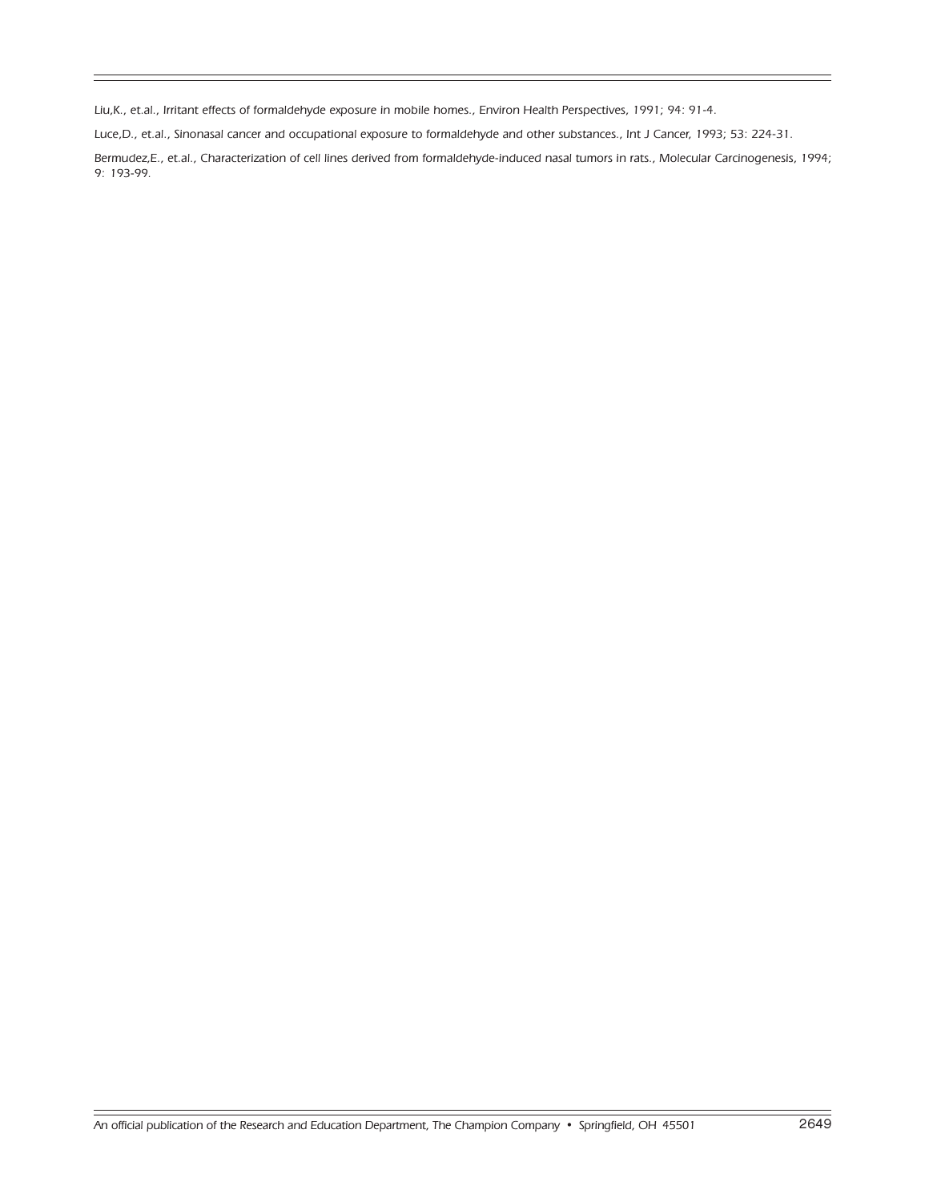*Liu,K., et.al., Irritant effects of formaldehyde exposure in mobile homes., Environ Health Perspectives, 1991; 94: 91-4.*

*Luce,D., et.al., Sinonasal cancer and occupational exposure to formaldehyde and other substances., Int J Cancer, 1993; 53: 224-31.*

*Bermudez,E., et.al., Characterization of cell lines derived from formaldehyde-induced nasal tumors in rats., Molecular Carcinogenesis, 1994; 9: 193-99.*